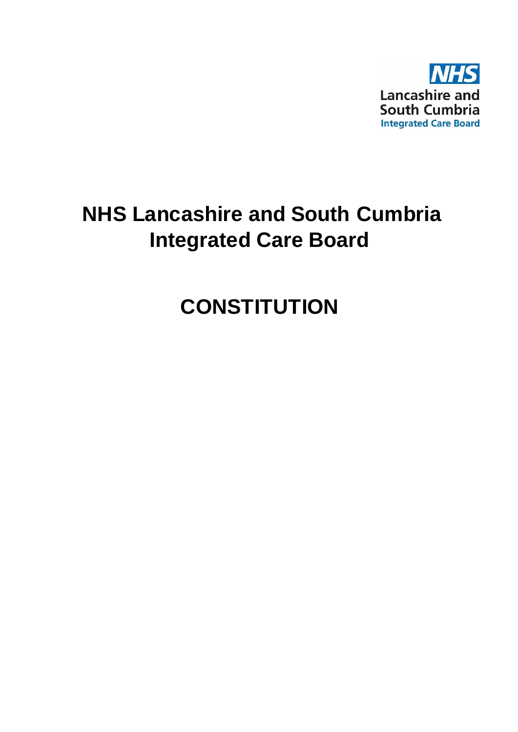NHS

Lancashire and South Cumbria Integrated Care Board

# NHS Lancashire and South Cumbria Integrated Care Board

# CONSTITUTION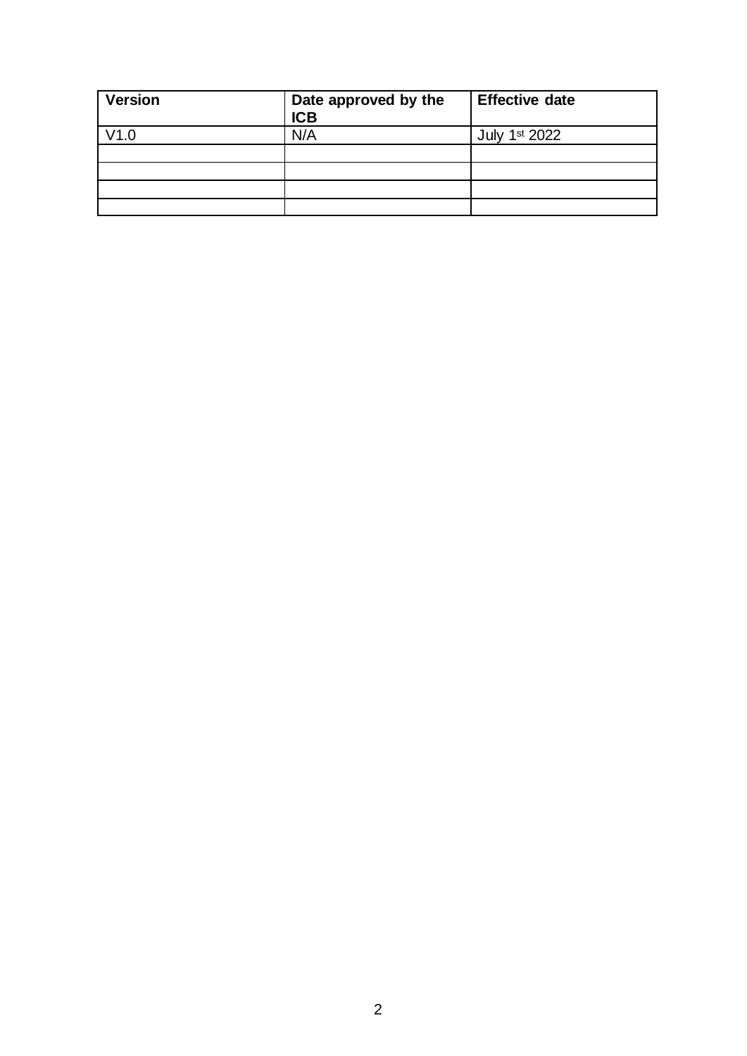| Version | Date approved by the ICB | Effective date |
|---|---|---|
| V1.0 | N/A | July 1st 2022 |
| | | |
| | | |
| | | |
| | | |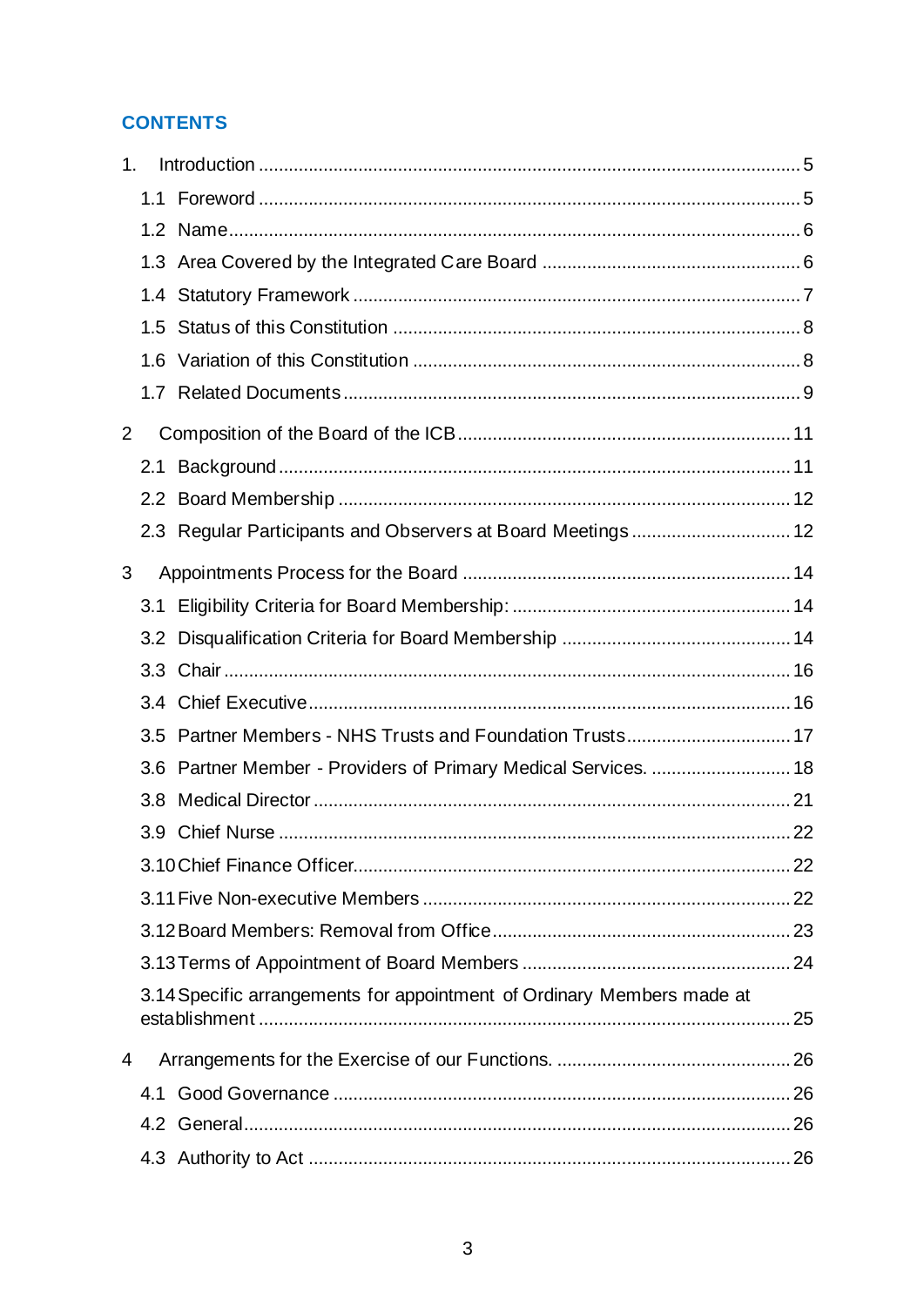## CONTENTS

1. Introduction ... 5
   - 1.1 Foreword ... 5
   - 1.2 Name ... 6
   - 1.3 Area Covered by the Integrated Care Board ... 6
   - 1.4 Statutory Framework ... 7
   - 1.5 Status of this Constitution ... 8
   - 1.6 Variation of this Constitution ... 8
   - 1.7 Related Documents ... 9

2 Composition of the Board of the ICB ... 11
   - 2.1 Background ... 11
   - 2.2 Board Membership ... 12
   - 2.3 Regular Participants and Observers at Board Meetings ... 12

3 Appointments Process for the Board ... 14
   - 3.1 Eligibility Criteria for Board Membership: ... 14
   - 3.2 Disqualification Criteria for Board Membership ... 14
   - 3.3 Chair ... 16
   - 3.4 Chief Executive ... 16
   - 3.5 Partner Members - NHS Trusts and Foundation Trusts ... 17
   - 3.6 Partner Member - Providers of Primary Medical Services. ... 18
   - 3.8 Medical Director ... 21
   - 3.9 Chief Nurse ... 22
   - 3.10 Chief Finance Officer ... 22
   - 3.11 Five Non-executive Members ... 22
   - 3.12 Board Members: Removal from Office ... 23
   - 3.13 Terms of Appointment of Board Members ... 24
   - 3.14 Specific arrangements for appointment of Ordinary Members made at establishment ... 25

4 Arrangements for the Exercise of our Functions. ... 26
   - 4.1 Good Governance ... 26
   - 4.2 General ... 26
   - 4.3 Authority to Act ... 26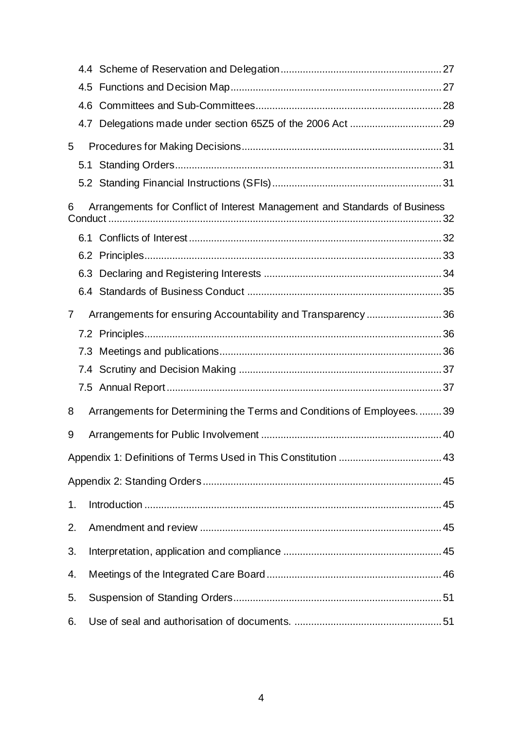4.4 Scheme of Reservation and Delegation ..... 27

4.5 Functions and Decision Map ..... 27

4.6 Committees and Sub-Committees ..... 28

4.7 Delegations made under section 65Z5 of the 2006 Act ..... 29

5 Procedures for Making Decisions ..... 31

5.1 Standing Orders ..... 31

5.2 Standing Financial Instructions (SFIs) ..... 31

6 Arrangements for Conflict of Interest Management and Standards of Business Conduct ..... 32

6.1 Conflicts of Interest ..... 32

6.2 Principles ..... 33

6.3 Declaring and Registering Interests ..... 34

6.4 Standards of Business Conduct ..... 35

7 Arrangements for ensuring Accountability and Transparency ..... 36

7.2 Principles ..... 36

7.3 Meetings and publications ..... 36

7.4 Scrutiny and Decision Making ..... 37

7.5 Annual Report ..... 37

8 Arrangements for Determining the Terms and Conditions of Employees. ..... 39

9 Arrangements for Public Involvement ..... 40

Appendix 1: Definitions of Terms Used in This Constitution ..... 43

Appendix 2: Standing Orders ..... 45

1. Introduction ..... 45

2. Amendment and review ..... 45

3. Interpretation, application and compliance ..... 45

4. Meetings of the Integrated Care Board ..... 46

5. Suspension of Standing Orders ..... 51

6. Use of seal and authorisation of documents. ..... 51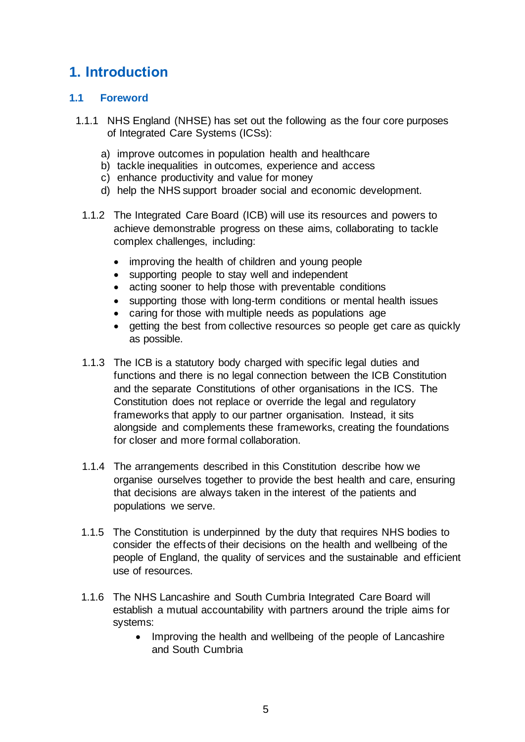# 1. Introduction

## 1.1 Foreword

1.1.1 NHS England (NHSE) has set out the following as the four core purposes of Integrated Care Systems (ICSs):

a) improve outcomes in population health and healthcare
b) tackle inequalities in outcomes, experience and access
c) enhance productivity and value for money
d) help the NHS support broader social and economic development.

1.1.2 The Integrated Care Board (ICB) will use its resources and powers to achieve demonstrable progress on these aims, collaborating to tackle complex challenges, including:

- improving the health of children and young people
- supporting people to stay well and independent
- acting sooner to help those with preventable conditions
- supporting those with long-term conditions or mental health issues
- caring for those with multiple needs as populations age
- getting the best from collective resources so people get care as quickly as possible.

1.1.3 The ICB is a statutory body charged with specific legal duties and functions and there is no legal connection between the ICB Constitution and the separate Constitutions of other organisations in the ICS. The Constitution does not replace or override the legal and regulatory frameworks that apply to our partner organisation. Instead, it sits alongside and complements these frameworks, creating the foundations for closer and more formal collaboration.

1.1.4 The arrangements described in this Constitution describe how we organise ourselves together to provide the best health and care, ensuring that decisions are always taken in the interest of the patients and populations we serve.

1.1.5 The Constitution is underpinned by the duty that requires NHS bodies to consider the effects of their decisions on the health and wellbeing of the people of England, the quality of services and the sustainable and efficient use of resources.

1.1.6 The NHS Lancashire and South Cumbria Integrated Care Board will establish a mutual accountability with partners around the triple aims for systems:

- Improving the health and wellbeing of the people of Lancashire and South Cumbria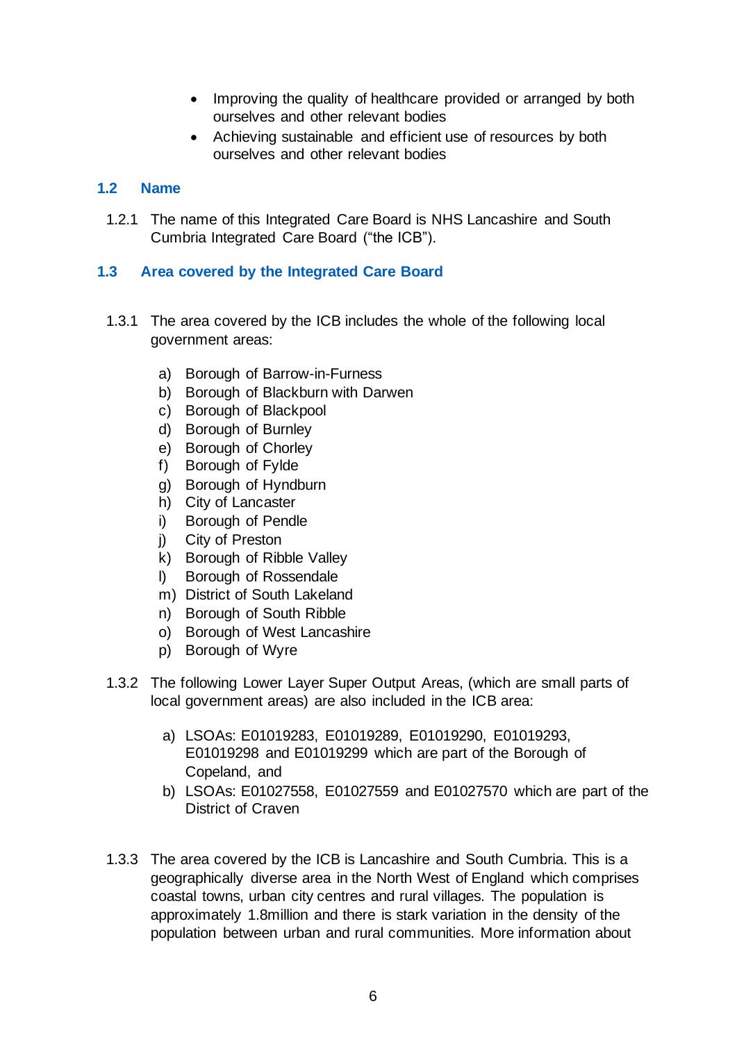- Improving the quality of healthcare provided or arranged by both ourselves and other relevant bodies
- Achieving sustainable and efficient use of resources by both ourselves and other relevant bodies

## 1.2 Name

1.2.1 The name of this Integrated Care Board is NHS Lancashire and South Cumbria Integrated Care Board ("the ICB").

## 1.3 Area covered by the Integrated Care Board

1.3.1 The area covered by the ICB includes the whole of the following local government areas:

a) Borough of Barrow-in-Furness
b) Borough of Blackburn with Darwen
c) Borough of Blackpool
d) Borough of Burnley
e) Borough of Chorley
f) Borough of Fylde
g) Borough of Hyndburn
h) City of Lancaster
i) Borough of Pendle
j) City of Preston
k) Borough of Ribble Valley
l) Borough of Rossendale
m) District of South Lakeland
n) Borough of South Ribble
o) Borough of West Lancashire
p) Borough of Wyre

1.3.2 The following Lower Layer Super Output Areas, (which are small parts of local government areas) are also included in the ICB area:

a) LSOAs: E01019283, E01019289, E01019290, E01019293, E01019298 and E01019299 which are part of the Borough of Copeland, and
b) LSOAs: E01027558, E01027559 and E01027570 which are part of the District of Craven

1.3.3 The area covered by the ICB is Lancashire and South Cumbria. This is a geographically diverse area in the North West of England which comprises coastal towns, urban city centres and rural villages. The population is approximately 1.8million and there is stark variation in the density of the population between urban and rural communities. More information about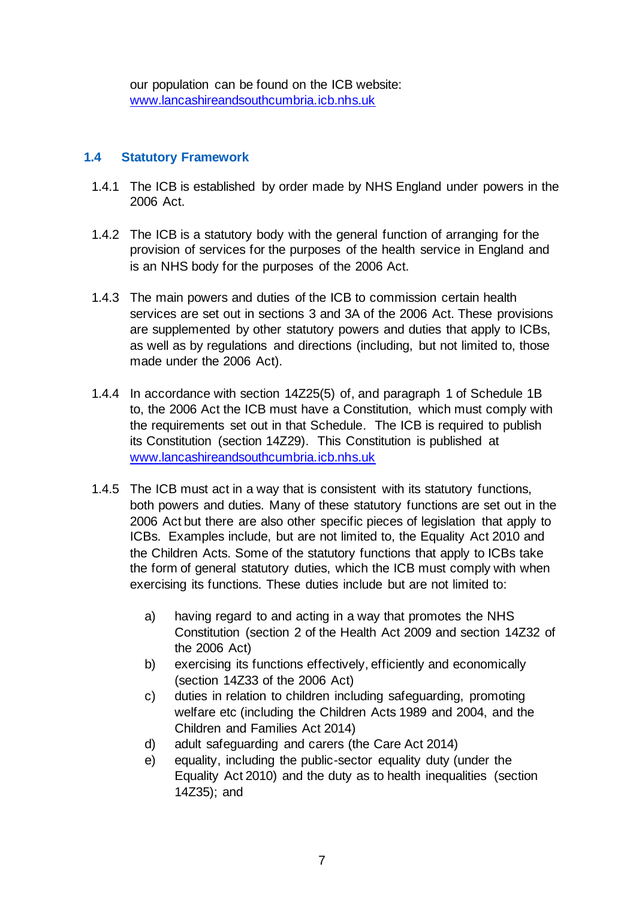our population can be found on the ICB website: [www.lancashireandsouthcumbria.icb.nhs.uk](www.lancashireandsouthcumbria.icb.nhs.uk)

## 1.4 Statutory Framework

1.4.1 The ICB is established by order made by NHS England under powers in the 2006 Act.

1.4.2 The ICB is a statutory body with the general function of arranging for the provision of services for the purposes of the health service in England and is an NHS body for the purposes of the 2006 Act.

1.4.3 The main powers and duties of the ICB to commission certain health services are set out in sections 3 and 3A of the 2006 Act. These provisions are supplemented by other statutory powers and duties that apply to ICBs, as well as by regulations and directions (including, but not limited to, those made under the 2006 Act).

1.4.4 In accordance with section 14Z25(5) of, and paragraph 1 of Schedule 1B to, the 2006 Act the ICB must have a Constitution, which must comply with the requirements set out in that Schedule. The ICB is required to publish its Constitution (section 14Z29). This Constitution is published at [www.lancashireandsouthcumbria.icb.nhs.uk](www.lancashireandsouthcumbria.icb.nhs.uk)

1.4.5 The ICB must act in a way that is consistent with its statutory functions, both powers and duties. Many of these statutory functions are set out in the 2006 Act but there are also other specific pieces of legislation that apply to ICBs. Examples include, but are not limited to, the Equality Act 2010 and the Children Acts. Some of the statutory functions that apply to ICBs take the form of general statutory duties, which the ICB must comply with when exercising its functions. These duties include but are not limited to:

a) having regard to and acting in a way that promotes the NHS Constitution (section 2 of the Health Act 2009 and section 14Z32 of the 2006 Act)
b) exercising its functions effectively, efficiently and economically (section 14Z33 of the 2006 Act)
c) duties in relation to children including safeguarding, promoting welfare etc (including the Children Acts 1989 and 2004, and the Children and Families Act 2014)
d) adult safeguarding and carers (the Care Act 2014)
e) equality, including the public-sector equality duty (under the Equality Act 2010) and the duty as to health inequalities (section 14Z35); and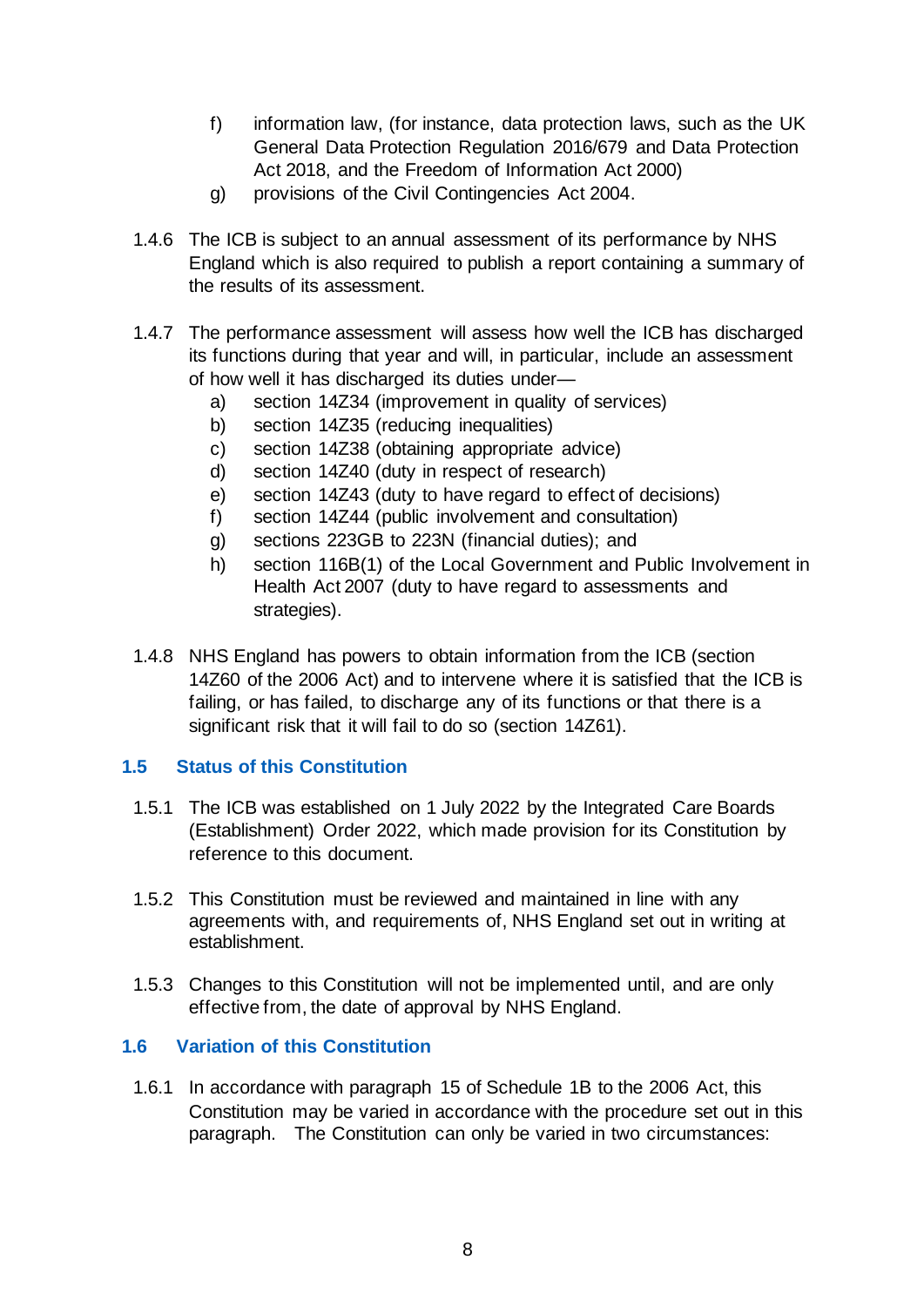f) information law, (for instance, data protection laws, such as the UK General Data Protection Regulation 2016/679 and Data Protection Act 2018, and the Freedom of Information Act 2000)

g) provisions of the Civil Contingencies Act 2004.

1.4.6 The ICB is subject to an annual assessment of its performance by NHS England which is also required to publish a report containing a summary of the results of its assessment.

1.4.7 The performance assessment will assess how well the ICB has discharged its functions during that year and will, in particular, include an assessment of how well it has discharged its duties under—

a) section 14Z34 (improvement in quality of services)
b) section 14Z35 (reducing inequalities)
c) section 14Z38 (obtaining appropriate advice)
d) section 14Z40 (duty in respect of research)
e) section 14Z43 (duty to have regard to effect of decisions)
f) section 14Z44 (public involvement and consultation)
g) sections 223GB to 223N (financial duties); and
h) section 116B(1) of the Local Government and Public Involvement in Health Act 2007 (duty to have regard to assessments and strategies).

1.4.8 NHS England has powers to obtain information from the ICB (section 14Z60 of the 2006 Act) and to intervene where it is satisfied that the ICB is failing, or has failed, to discharge any of its functions or that there is a significant risk that it will fail to do so (section 14Z61).

### 1.5 Status of this Constitution

1.5.1 The ICB was established on 1 July 2022 by the Integrated Care Boards (Establishment) Order 2022, which made provision for its Constitution by reference to this document.

1.5.2 This Constitution must be reviewed and maintained in line with any agreements with, and requirements of, NHS England set out in writing at establishment.

1.5.3 Changes to this Constitution will not be implemented until, and are only effective from, the date of approval by NHS England.

### 1.6 Variation of this Constitution

1.6.1 In accordance with paragraph 15 of Schedule 1B to the 2006 Act, this Constitution may be varied in accordance with the procedure set out in this paragraph. The Constitution can only be varied in two circumstances: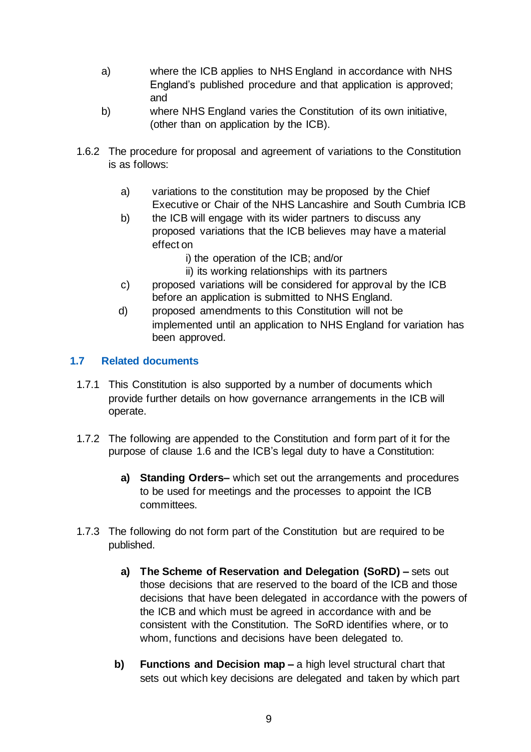a) where the ICB applies to NHS England in accordance with NHS England's published procedure and that application is approved; and

b) where NHS England varies the Constitution of its own initiative, (other than on application by the ICB).

1.6.2 The procedure for proposal and agreement of variations to the Constitution is as follows:

a) variations to the constitution may be proposed by the Chief Executive or Chair of the NHS Lancashire and South Cumbria ICB

b) the ICB will engage with its wider partners to discuss any proposed variations that the ICB believes may have a material effect on

   i) the operation of the ICB; and/or

   ii) its working relationships with its partners

c) proposed variations will be considered for approval by the ICB before an application is submitted to NHS England.

d) proposed amendments to this Constitution will not be implemented until an application to NHS England for variation has been approved.

## 1.7 Related documents

1.7.1 This Constitution is also supported by a number of documents which provide further details on how governance arrangements in the ICB will operate.

1.7.2 The following are appended to the Constitution and form part of it for the purpose of clause 1.6 and the ICB's legal duty to have a Constitution:

**a) Standing Orders–** which set out the arrangements and procedures to be used for meetings and the processes to appoint the ICB committees.

1.7.3 The following do not form part of the Constitution but are required to be published.

**a) The Scheme of Reservation and Delegation (SoRD) –** sets out those decisions that are reserved to the board of the ICB and those decisions that have been delegated in accordance with the powers of the ICB and which must be agreed in accordance with and be consistent with the Constitution. The SoRD identifies where, or to whom, functions and decisions have been delegated to.

**b) Functions and Decision map –** a high level structural chart that sets out which key decisions are delegated and taken by which part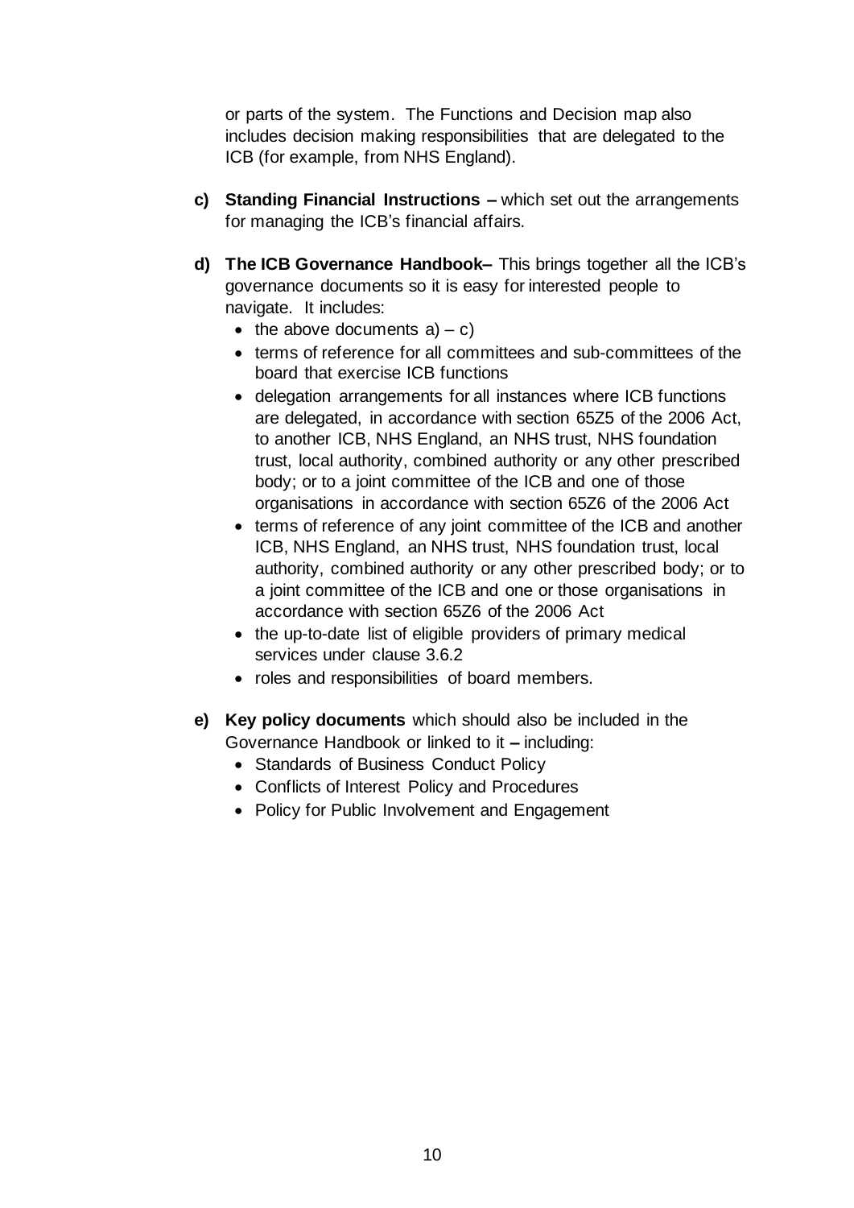or parts of the system. The Functions and Decision map also includes decision making responsibilities that are delegated to the ICB (for example, from NHS England).

**c) Standing Financial Instructions –** which set out the arrangements for managing the ICB's financial affairs.

**d) The ICB Governance Handbook–** This brings together all the ICB's governance documents so it is easy for interested people to navigate. It includes:

- the above documents a) – c)
- terms of reference for all committees and sub-committees of the board that exercise ICB functions
- delegation arrangements for all instances where ICB functions are delegated, in accordance with section 65Z5 of the 2006 Act, to another ICB, NHS England, an NHS trust, NHS foundation trust, local authority, combined authority or any other prescribed body; or to a joint committee of the ICB and one of those organisations in accordance with section 65Z6 of the 2006 Act
- terms of reference of any joint committee of the ICB and another ICB, NHS England, an NHS trust, NHS foundation trust, local authority, combined authority or any other prescribed body; or to a joint committee of the ICB and one or those organisations in accordance with section 65Z6 of the 2006 Act
- the up-to-date list of eligible providers of primary medical services under clause 3.6.2
- roles and responsibilities of board members.

**e) Key policy documents** which should also be included in the Governance Handbook or linked to it **–** including:

- Standards of Business Conduct Policy
- Conflicts of Interest Policy and Procedures
- Policy for Public Involvement and Engagement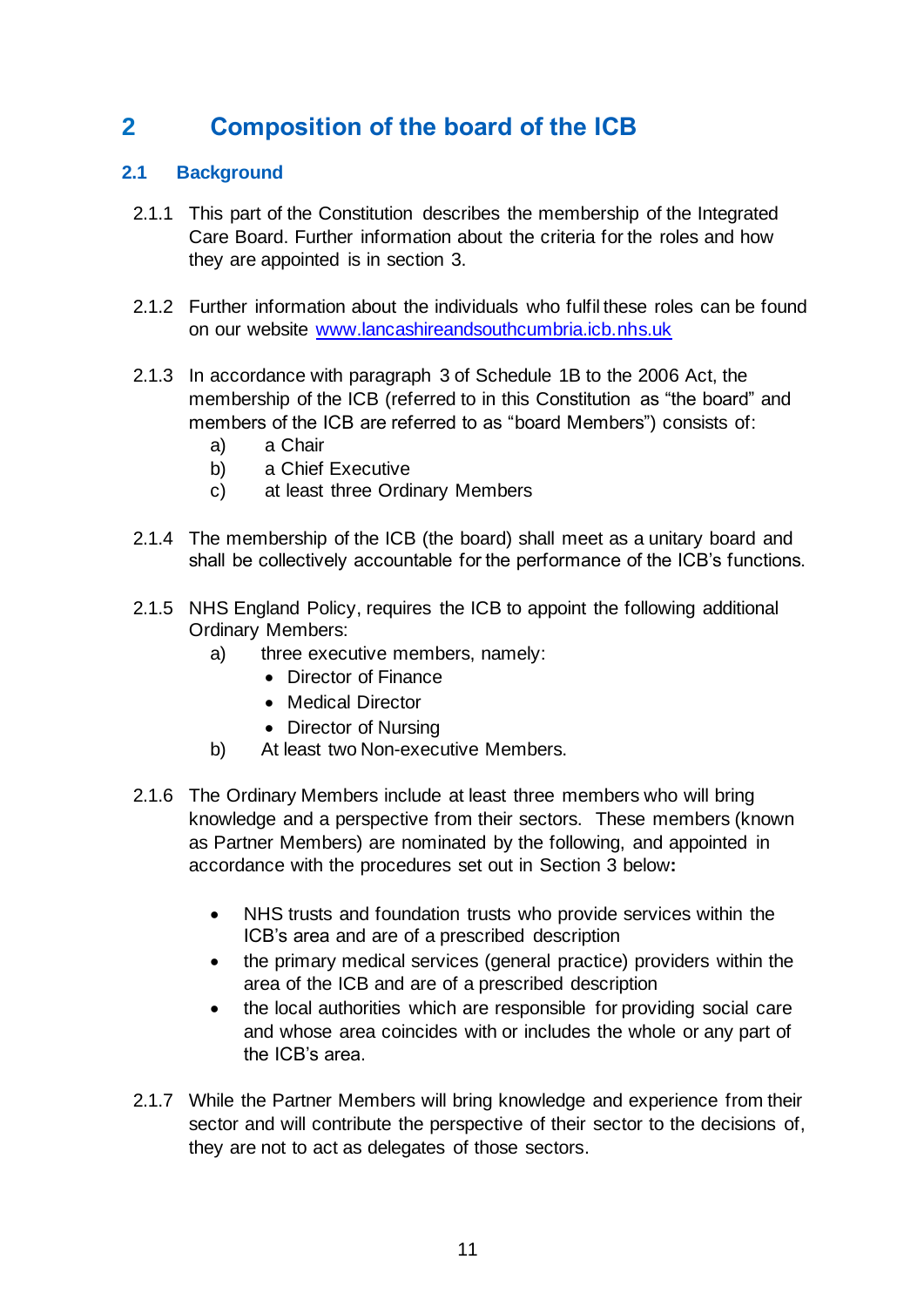# 2 Composition of the board of the ICB

## 2.1 Background

2.1.1 This part of the Constitution describes the membership of the Integrated Care Board. Further information about the criteria for the roles and how they are appointed is in section 3.

2.1.2 Further information about the individuals who fulfil these roles can be found on our website [www.lancashireandsouthcumbria.icb.nhs.uk](http://www.lancashireandsouthcumbria.icb.nhs.uk)

2.1.3 In accordance with paragraph 3 of Schedule 1B to the 2006 Act, the membership of the ICB (referred to in this Constitution as "the board" and members of the ICB are referred to as "board Members") consists of:

a) a Chair
b) a Chief Executive
c) at least three Ordinary Members

2.1.4 The membership of the ICB (the board) shall meet as a unitary board and shall be collectively accountable for the performance of the ICB's functions.

2.1.5 NHS England Policy, requires the ICB to appoint the following additional Ordinary Members:

a) three executive members, namely:
   - Director of Finance
   - Medical Director
   - Director of Nursing

b) At least two Non-executive Members.

2.1.6 The Ordinary Members include at least three members who will bring knowledge and a perspective from their sectors. These members (known as Partner Members) are nominated by the following, and appointed in accordance with the procedures set out in Section 3 below**:**

- NHS trusts and foundation trusts who provide services within the ICB's area and are of a prescribed description
- the primary medical services (general practice) providers within the area of the ICB and are of a prescribed description
- the local authorities which are responsible for providing social care and whose area coincides with or includes the whole or any part of the ICB's area.

2.1.7 While the Partner Members will bring knowledge and experience from their sector and will contribute the perspective of their sector to the decisions of, they are not to act as delegates of those sectors.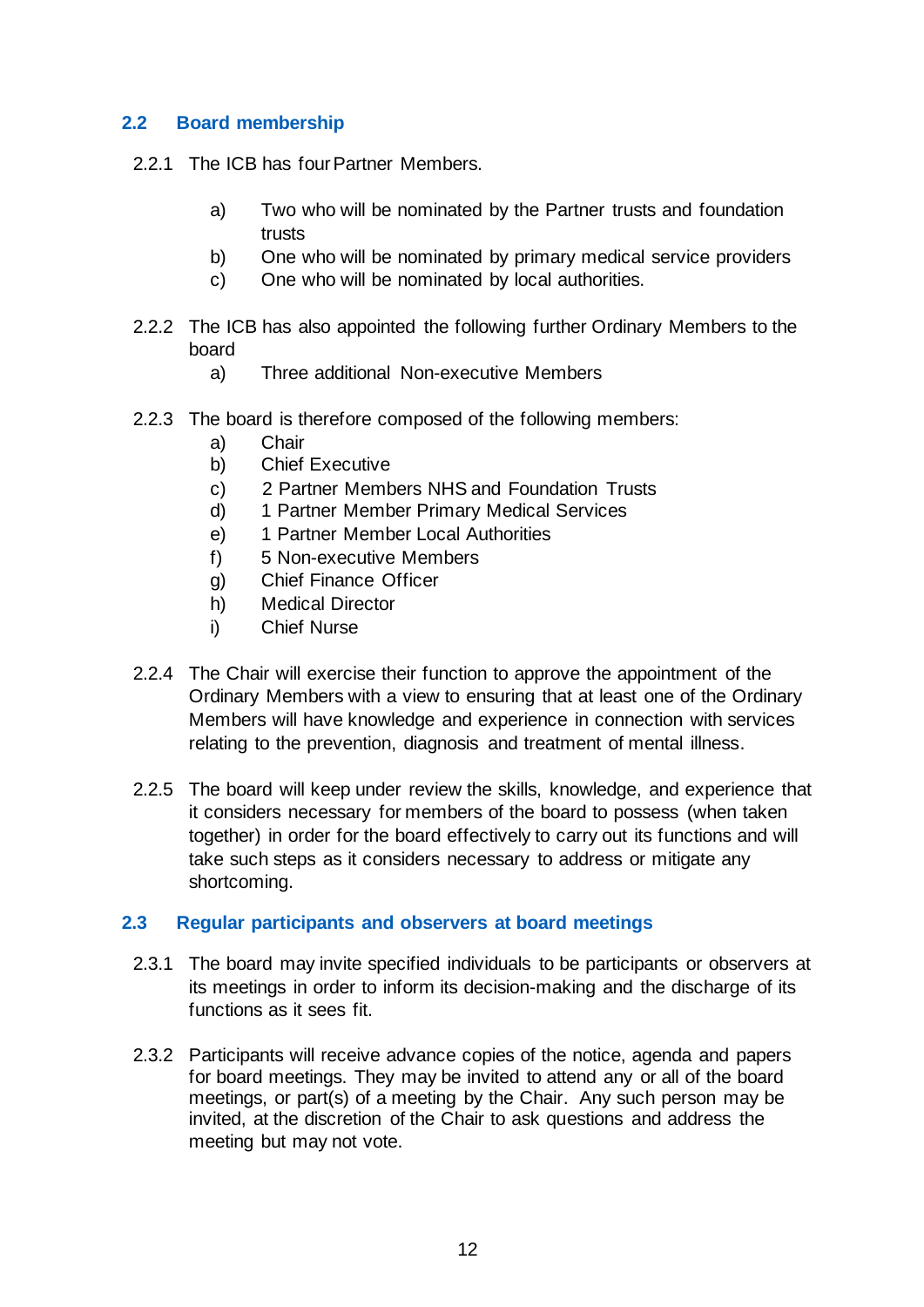## 2.2 Board membership

2.2.1 The ICB has four Partner Members.

a) Two who will be nominated by the Partner trusts and foundation trusts
b) One who will be nominated by primary medical service providers
c) One who will be nominated by local authorities.

2.2.2 The ICB has also appointed the following further Ordinary Members to the board

a) Three additional Non-executive Members

2.2.3 The board is therefore composed of the following members:

a) Chair
b) Chief Executive
c) 2 Partner Members NHS and Foundation Trusts
d) 1 Partner Member Primary Medical Services
e) 1 Partner Member Local Authorities
f) 5 Non-executive Members
g) Chief Finance Officer
h) Medical Director
i) Chief Nurse

2.2.4 The Chair will exercise their function to approve the appointment of the Ordinary Members with a view to ensuring that at least one of the Ordinary Members will have knowledge and experience in connection with services relating to the prevention, diagnosis and treatment of mental illness.

2.2.5 The board will keep under review the skills, knowledge, and experience that it considers necessary for members of the board to possess (when taken together) in order for the board effectively to carry out its functions and will take such steps as it considers necessary to address or mitigate any shortcoming.

## 2.3 Regular participants and observers at board meetings

2.3.1 The board may invite specified individuals to be participants or observers at its meetings in order to inform its decision-making and the discharge of its functions as it sees fit.

2.3.2 Participants will receive advance copies of the notice, agenda and papers for board meetings. They may be invited to attend any or all of the board meetings, or part(s) of a meeting by the Chair. Any such person may be invited, at the discretion of the Chair to ask questions and address the meeting but may not vote.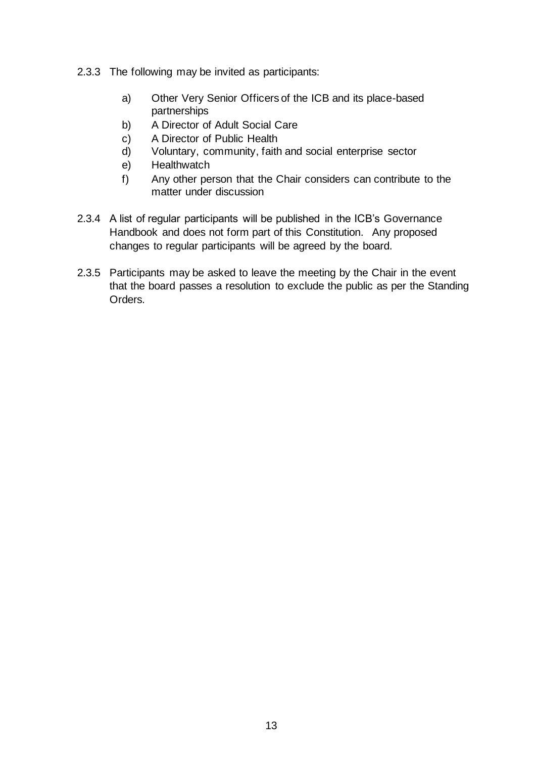2.3.3 The following may be invited as participants:

a) Other Very Senior Officers of the ICB and its place-based partnerships
b) A Director of Adult Social Care
c) A Director of Public Health
d) Voluntary, community, faith and social enterprise sector
e) Healthwatch
f) Any other person that the Chair considers can contribute to the matter under discussion

2.3.4 A list of regular participants will be published in the ICB's Governance Handbook and does not form part of this Constitution. Any proposed changes to regular participants will be agreed by the board.

2.3.5 Participants may be asked to leave the meeting by the Chair in the event that the board passes a resolution to exclude the public as per the Standing Orders.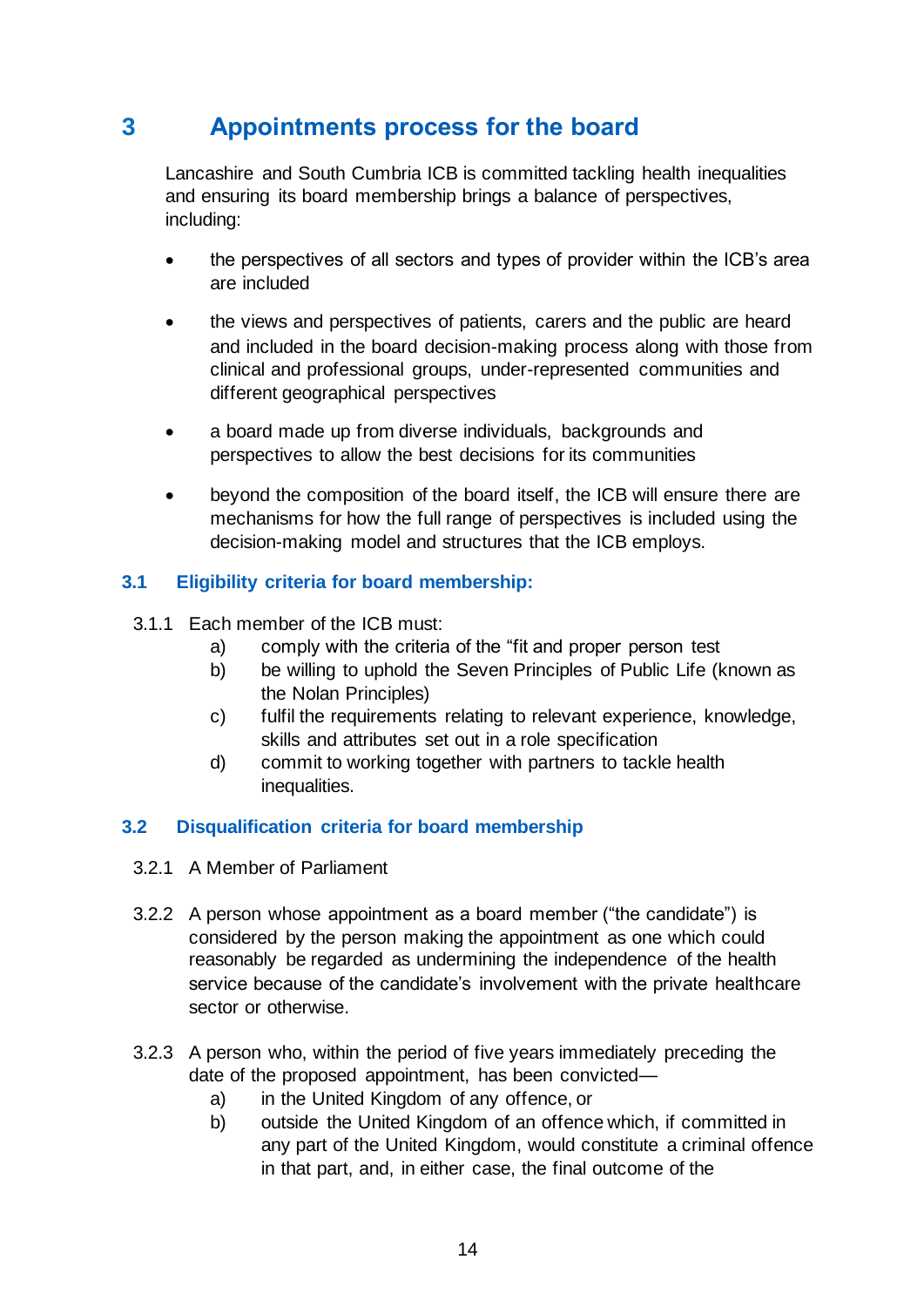# 3 Appointments process for the board

Lancashire and South Cumbria ICB is committed tackling health inequalities and ensuring its board membership brings a balance of perspectives, including:

- the perspectives of all sectors and types of provider within the ICB's area are included
- the views and perspectives of patients, carers and the public are heard and included in the board decision-making process along with those from clinical and professional groups, under-represented communities and different geographical perspectives
- a board made up from diverse individuals, backgrounds and perspectives to allow the best decisions for its communities
- beyond the composition of the board itself, the ICB will ensure there are mechanisms for how the full range of perspectives is included using the decision-making model and structures that the ICB employs.

## 3.1 Eligibility criteria for board membership:

3.1.1 Each member of the ICB must:

a) comply with the criteria of the "fit and proper person test

b) be willing to uphold the Seven Principles of Public Life (known as the Nolan Principles)

c) fulfil the requirements relating to relevant experience, knowledge, skills and attributes set out in a role specification

d) commit to working together with partners to tackle health inequalities.

## 3.2 Disqualification criteria for board membership

3.2.1 A Member of Parliament

3.2.2 A person whose appointment as a board member ("the candidate") is considered by the person making the appointment as one which could reasonably be regarded as undermining the independence of the health service because of the candidate's involvement with the private healthcare sector or otherwise.

3.2.3 A person who, within the period of five years immediately preceding the date of the proposed appointment, has been convicted—

a) in the United Kingdom of any offence, or

b) outside the United Kingdom of an offence which, if committed in any part of the United Kingdom, would constitute a criminal offence in that part, and, in either case, the final outcome of the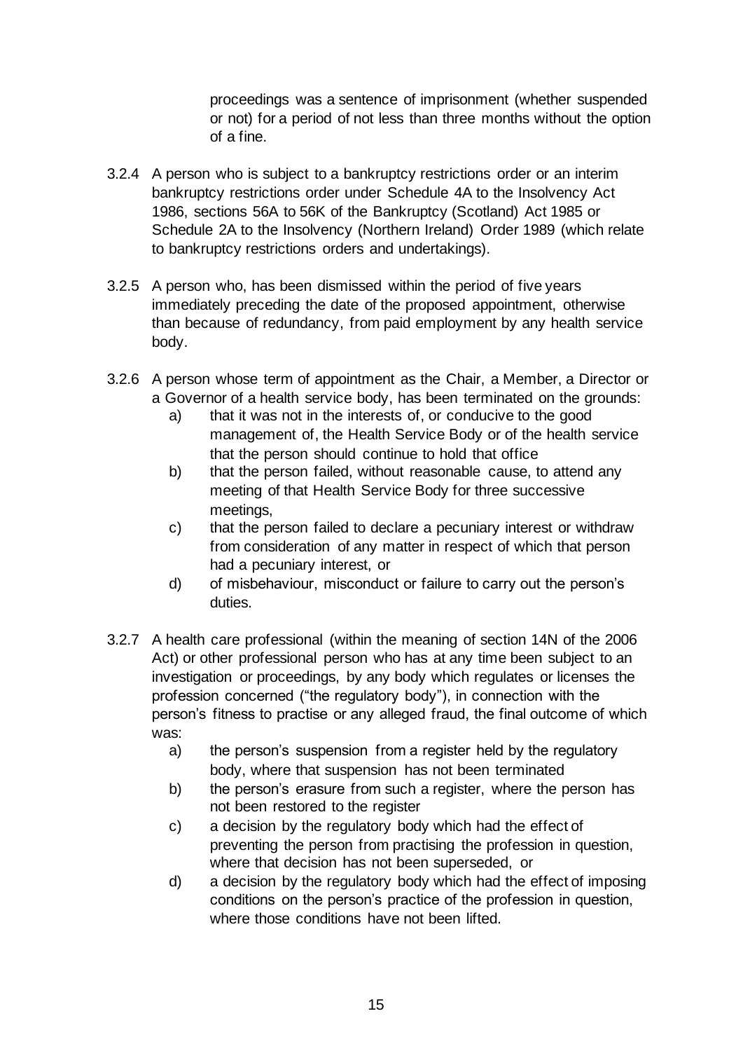proceedings was a sentence of imprisonment (whether suspended or not) for a period of not less than three months without the option of a fine.

3.2.4 A person who is subject to a bankruptcy restrictions order or an interim bankruptcy restrictions order under Schedule 4A to the Insolvency Act 1986, sections 56A to 56K of the Bankruptcy (Scotland) Act 1985 or Schedule 2A to the Insolvency (Northern Ireland) Order 1989 (which relate to bankruptcy restrictions orders and undertakings).

3.2.5 A person who, has been dismissed within the period of five years immediately preceding the date of the proposed appointment, otherwise than because of redundancy, from paid employment by any health service body.

3.2.6 A person whose term of appointment as the Chair, a Member, a Director or a Governor of a health service body, has been terminated on the grounds:

- a) that it was not in the interests of, or conducive to the good management of, the Health Service Body or of the health service that the person should continue to hold that office
- b) that the person failed, without reasonable cause, to attend any meeting of that Health Service Body for three successive meetings,
- c) that the person failed to declare a pecuniary interest or withdraw from consideration of any matter in respect of which that person had a pecuniary interest, or
- d) of misbehaviour, misconduct or failure to carry out the person's duties.

3.2.7 A health care professional (within the meaning of section 14N of the 2006 Act) or other professional person who has at any time been subject to an investigation or proceedings, by any body which regulates or licenses the profession concerned ("the regulatory body"), in connection with the person's fitness to practise or any alleged fraud, the final outcome of which was:

- a) the person's suspension from a register held by the regulatory body, where that suspension has not been terminated
- b) the person's erasure from such a register, where the person has not been restored to the register
- c) a decision by the regulatory body which had the effect of preventing the person from practising the profession in question, where that decision has not been superseded, or
- d) a decision by the regulatory body which had the effect of imposing conditions on the person's practice of the profession in question, where those conditions have not been lifted.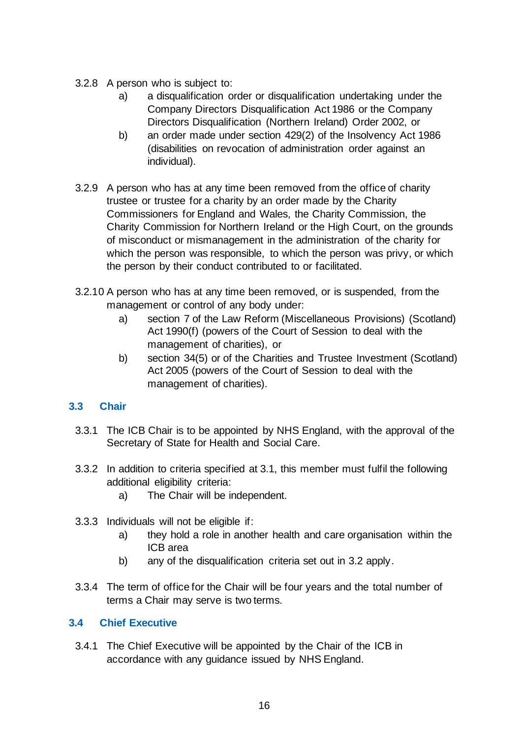3.2.8 A person who is subject to:

a) a disqualification order or disqualification undertaking under the Company Directors Disqualification Act 1986 or the Company Directors Disqualification (Northern Ireland) Order 2002, or

b) an order made under section 429(2) of the Insolvency Act 1986 (disabilities on revocation of administration order against an individual).

3.2.9 A person who has at any time been removed from the office of charity trustee or trustee for a charity by an order made by the Charity Commissioners for England and Wales, the Charity Commission, the Charity Commission for Northern Ireland or the High Court, on the grounds of misconduct or mismanagement in the administration of the charity for which the person was responsible, to which the person was privy, or which the person by their conduct contributed to or facilitated.

3.2.10 A person who has at any time been removed, or is suspended, from the management or control of any body under:

a) section 7 of the Law Reform (Miscellaneous Provisions) (Scotland) Act 1990(f) (powers of the Court of Session to deal with the management of charities), or

b) section 34(5) or of the Charities and Trustee Investment (Scotland) Act 2005 (powers of the Court of Session to deal with the management of charities).

### 3.3 Chair

3.3.1 The ICB Chair is to be appointed by NHS England, with the approval of the Secretary of State for Health and Social Care.

3.3.2 In addition to criteria specified at 3.1, this member must fulfil the following additional eligibility criteria:

a) The Chair will be independent.

3.3.3 Individuals will not be eligible if:

a) they hold a role in another health and care organisation within the ICB area

b) any of the disqualification criteria set out in 3.2 apply.

3.3.4 The term of office for the Chair will be four years and the total number of terms a Chair may serve is two terms.

### 3.4 Chief Executive

3.4.1 The Chief Executive will be appointed by the Chair of the ICB in accordance with any guidance issued by NHS England.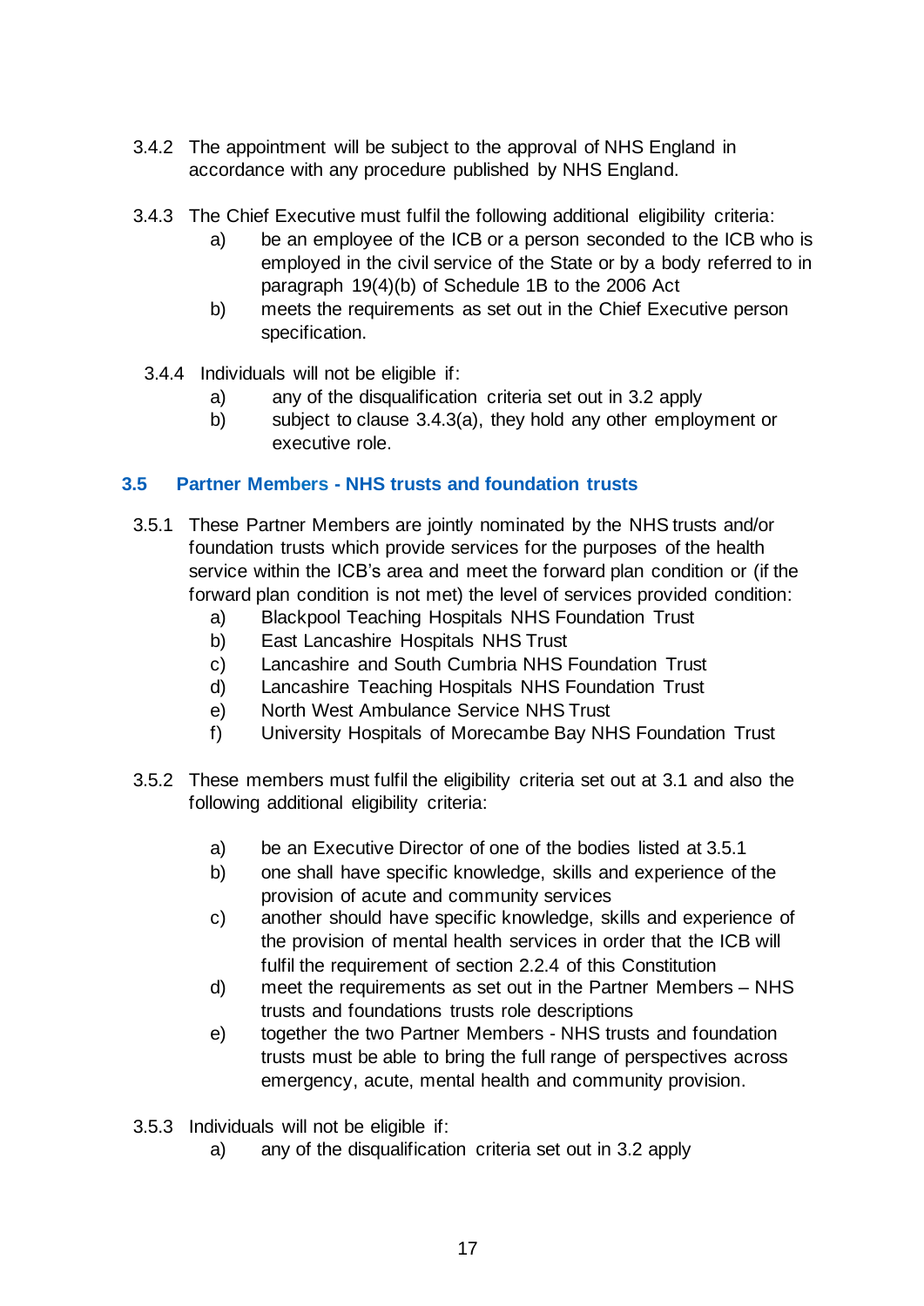3.4.2 The appointment will be subject to the approval of NHS England in accordance with any procedure published by NHS England.

3.4.3 The Chief Executive must fulfil the following additional eligibility criteria:

   a) be an employee of the ICB or a person seconded to the ICB who is employed in the civil service of the State or by a body referred to in paragraph 19(4)(b) of Schedule 1B to the 2006 Act
   b) meets the requirements as set out in the Chief Executive person specification.

3.4.4 Individuals will not be eligible if:

   a) any of the disqualification criteria set out in 3.2 apply
   b) subject to clause 3.4.3(a), they hold any other employment or executive role.

### 3.5 Partner Members - NHS trusts and foundation trusts

3.5.1 These Partner Members are jointly nominated by the NHS trusts and/or foundation trusts which provide services for the purposes of the health service within the ICB's area and meet the forward plan condition or (if the forward plan condition is not met) the level of services provided condition:

   a) Blackpool Teaching Hospitals NHS Foundation Trust
   b) East Lancashire Hospitals NHS Trust
   c) Lancashire and South Cumbria NHS Foundation Trust
   d) Lancashire Teaching Hospitals NHS Foundation Trust
   e) North West Ambulance Service NHS Trust
   f) University Hospitals of Morecambe Bay NHS Foundation Trust

3.5.2 These members must fulfil the eligibility criteria set out at 3.1 and also the following additional eligibility criteria:

   a) be an Executive Director of one of the bodies listed at 3.5.1
   b) one shall have specific knowledge, skills and experience of the provision of acute and community services
   c) another should have specific knowledge, skills and experience of the provision of mental health services in order that the ICB will fulfil the requirement of section 2.2.4 of this Constitution
   d) meet the requirements as set out in the Partner Members – NHS trusts and foundations trusts role descriptions
   e) together the two Partner Members - NHS trusts and foundation trusts must be able to bring the full range of perspectives across emergency, acute, mental health and community provision.

3.5.3 Individuals will not be eligible if:

   a) any of the disqualification criteria set out in 3.2 apply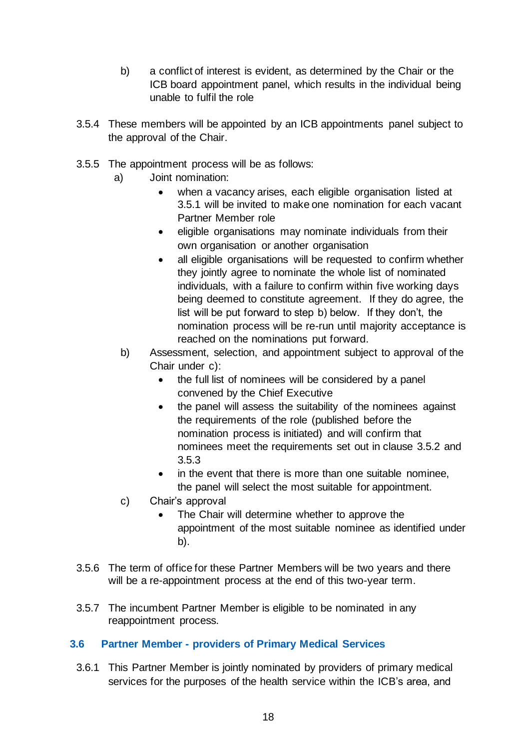b) a conflict of interest is evident, as determined by the Chair or the ICB board appointment panel, which results in the individual being unable to fulfil the role

3.5.4 These members will be appointed by an ICB appointments panel subject to the approval of the Chair.

3.5.5 The appointment process will be as follows:

a) Joint nomination:
   - when a vacancy arises, each eligible organisation listed at 3.5.1 will be invited to make one nomination for each vacant Partner Member role
   - eligible organisations may nominate individuals from their own organisation or another organisation
   - all eligible organisations will be requested to confirm whether they jointly agree to nominate the whole list of nominated individuals, with a failure to confirm within five working days being deemed to constitute agreement. If they do agree, the list will be put forward to step b) below. If they don't, the nomination process will be re-run until majority acceptance is reached on the nominations put forward.

b) Assessment, selection, and appointment subject to approval of the Chair under c):
   - the full list of nominees will be considered by a panel convened by the Chief Executive
   - the panel will assess the suitability of the nominees against the requirements of the role (published before the nomination process is initiated) and will confirm that nominees meet the requirements set out in clause 3.5.2 and 3.5.3
   - in the event that there is more than one suitable nominee, the panel will select the most suitable for appointment.

c) Chair's approval
   - The Chair will determine whether to approve the appointment of the most suitable nominee as identified under b).

3.5.6 The term of office for these Partner Members will be two years and there will be a re-appointment process at the end of this two-year term.

3.5.7 The incumbent Partner Member is eligible to be nominated in any reappointment process.

### 3.6 Partner Member - providers of Primary Medical Services

3.6.1 This Partner Member is jointly nominated by providers of primary medical services for the purposes of the health service within the ICB's area, and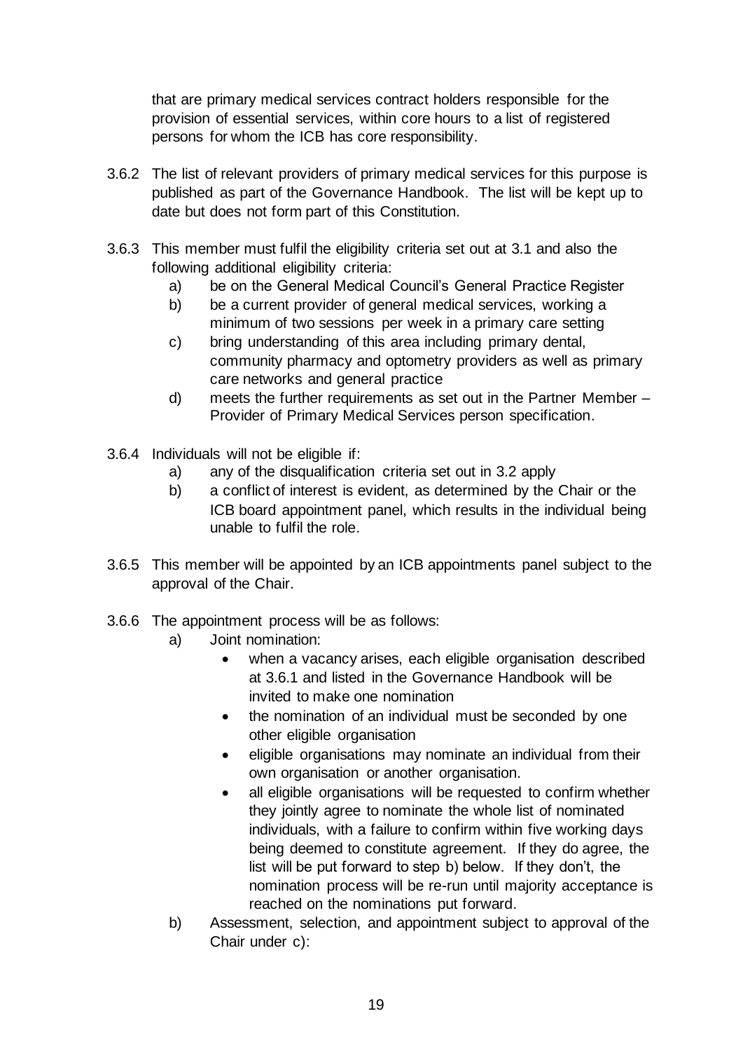that are primary medical services contract holders responsible for the provision of essential services, within core hours to a list of registered persons for whom the ICB has core responsibility.

3.6.2 The list of relevant providers of primary medical services for this purpose is published as part of the Governance Handbook. The list will be kept up to date but does not form part of this Constitution.

3.6.3 This member must fulfil the eligibility criteria set out at 3.1 and also the following additional eligibility criteria:

- a) be on the General Medical Council's General Practice Register
- b) be a current provider of general medical services, working a minimum of two sessions per week in a primary care setting
- c) bring understanding of this area including primary dental, community pharmacy and optometry providers as well as primary care networks and general practice
- d) meets the further requirements as set out in the Partner Member – Provider of Primary Medical Services person specification.

3.6.4 Individuals will not be eligible if:

- a) any of the disqualification criteria set out in 3.2 apply
- b) a conflict of interest is evident, as determined by the Chair or the ICB board appointment panel, which results in the individual being unable to fulfil the role.

3.6.5 This member will be appointed by an ICB appointments panel subject to the approval of the Chair.

3.6.6 The appointment process will be as follows:

- a) Joint nomination:
  - when a vacancy arises, each eligible organisation described at 3.6.1 and listed in the Governance Handbook will be invited to make one nomination
  - the nomination of an individual must be seconded by one other eligible organisation
  - eligible organisations may nominate an individual from their own organisation or another organisation.
  - all eligible organisations will be requested to confirm whether they jointly agree to nominate the whole list of nominated individuals, with a failure to confirm within five working days being deemed to constitute agreement. If they do agree, the list will be put forward to step b) below. If they don't, the nomination process will be re-run until majority acceptance is reached on the nominations put forward.
- b) Assessment, selection, and appointment subject to approval of the Chair under c):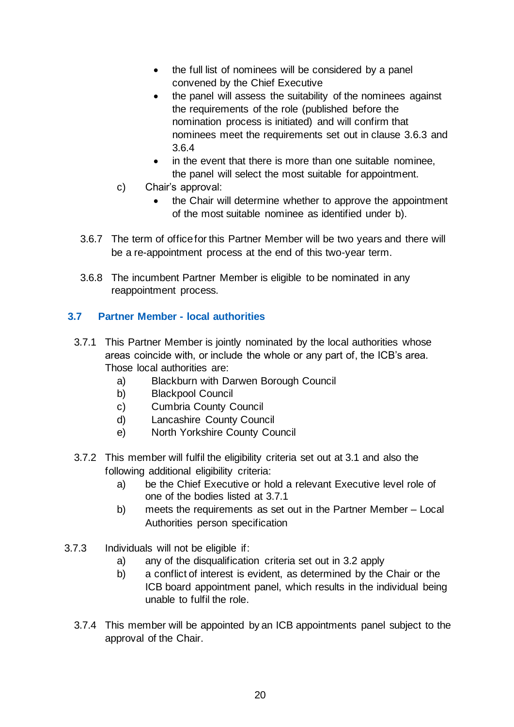- the full list of nominees will be considered by a panel convened by the Chief Executive
- the panel will assess the suitability of the nominees against the requirements of the role (published before the nomination process is initiated) and will confirm that nominees meet the requirements set out in clause 3.6.3 and 3.6.4
- in the event that there is more than one suitable nominee, the panel will select the most suitable for appointment.

c) Chair's approval:

- the Chair will determine whether to approve the appointment of the most suitable nominee as identified under b).

3.6.7 The term of office for this Partner Member will be two years and there will be a re-appointment process at the end of this two-year term.

3.6.8 The incumbent Partner Member is eligible to be nominated in any reappointment process.

### 3.7 Partner Member - local authorities

3.7.1 This Partner Member is jointly nominated by the local authorities whose areas coincide with, or include the whole or any part of, the ICB's area. Those local authorities are:

a) Blackburn with Darwen Borough Council
b) Blackpool Council
c) Cumbria County Council
d) Lancashire County Council
e) North Yorkshire County Council

3.7.2 This member will fulfil the eligibility criteria set out at 3.1 and also the following additional eligibility criteria:

a) be the Chief Executive or hold a relevant Executive level role of one of the bodies listed at 3.7.1
b) meets the requirements as set out in the Partner Member – Local Authorities person specification

3.7.3 Individuals will not be eligible if:

a) any of the disqualification criteria set out in 3.2 apply
b) a conflict of interest is evident, as determined by the Chair or the ICB board appointment panel, which results in the individual being unable to fulfil the role.

3.7.4 This member will be appointed by an ICB appointments panel subject to the approval of the Chair.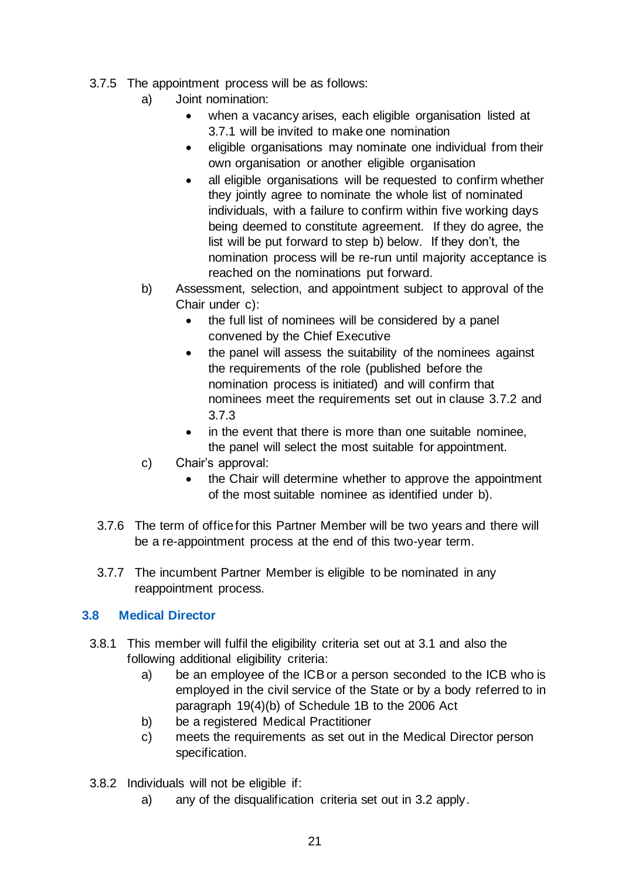3.7.5 The appointment process will be as follows:

a) Joint nomination:
   - when a vacancy arises, each eligible organisation listed at 3.7.1 will be invited to make one nomination
   - eligible organisations may nominate one individual from their own organisation or another eligible organisation
   - all eligible organisations will be requested to confirm whether they jointly agree to nominate the whole list of nominated individuals, with a failure to confirm within five working days being deemed to constitute agreement. If they do agree, the list will be put forward to step b) below. If they don't, the nomination process will be re-run until majority acceptance is reached on the nominations put forward.

b) Assessment, selection, and appointment subject to approval of the Chair under c):
   - the full list of nominees will be considered by a panel convened by the Chief Executive
   - the panel will assess the suitability of the nominees against the requirements of the role (published before the nomination process is initiated) and will confirm that nominees meet the requirements set out in clause 3.7.2 and 3.7.3
   - in the event that there is more than one suitable nominee, the panel will select the most suitable for appointment.

c) Chair's approval:
   - the Chair will determine whether to approve the appointment of the most suitable nominee as identified under b).

3.7.6 The term of office for this Partner Member will be two years and there will be a re-appointment process at the end of this two-year term.

3.7.7 The incumbent Partner Member is eligible to be nominated in any reappointment process.

### 3.8 Medical Director

3.8.1 This member will fulfil the eligibility criteria set out at 3.1 and also the following additional eligibility criteria:

a) be an employee of the ICB or a person seconded to the ICB who is employed in the civil service of the State or by a body referred to in paragraph 19(4)(b) of Schedule 1B to the 2006 Act

b) be a registered Medical Practitioner

c) meets the requirements as set out in the Medical Director person specification.

3.8.2 Individuals will not be eligible if:

a) any of the disqualification criteria set out in 3.2 apply.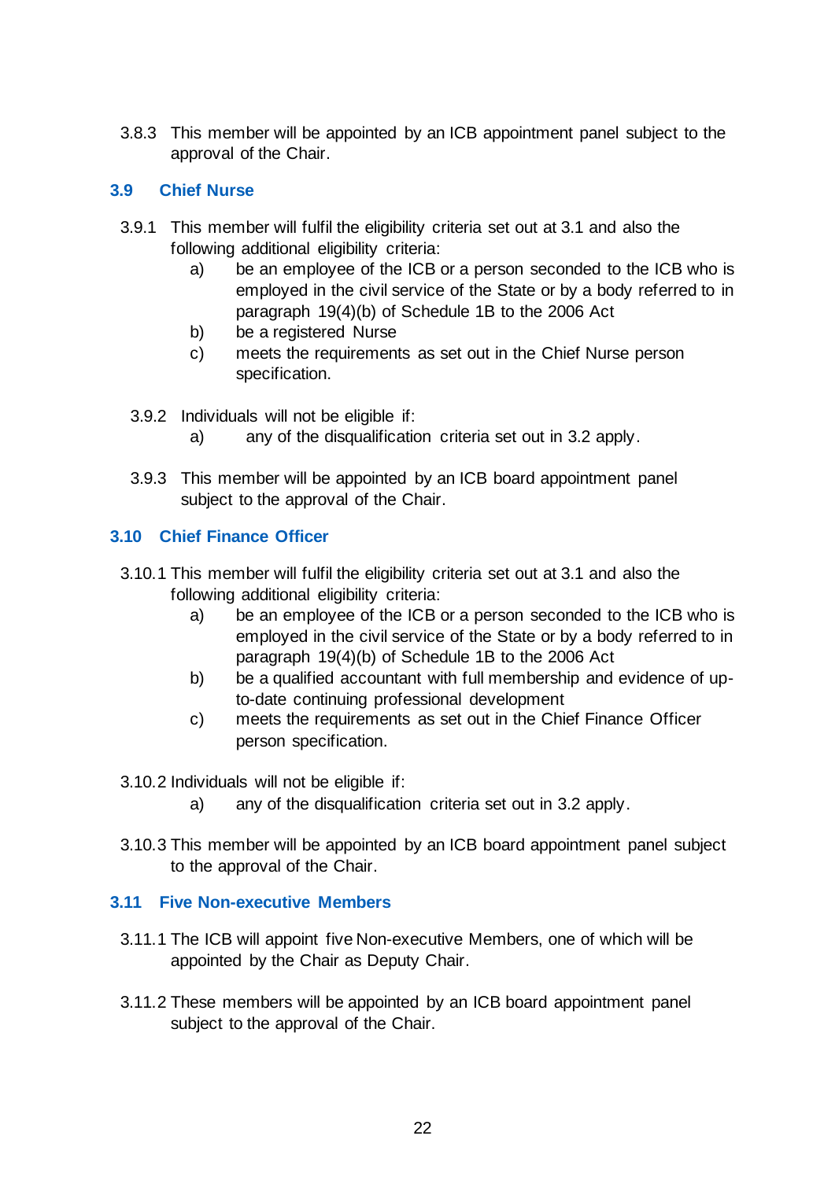3.8.3 This member will be appointed by an ICB appointment panel subject to the approval of the Chair.

### 3.9 Chief Nurse

3.9.1 This member will fulfil the eligibility criteria set out at 3.1 and also the following additional eligibility criteria:

- a) be an employee of the ICB or a person seconded to the ICB who is employed in the civil service of the State or by a body referred to in paragraph 19(4)(b) of Schedule 1B to the 2006 Act
- b) be a registered Nurse
- c) meets the requirements as set out in the Chief Nurse person specification.

3.9.2 Individuals will not be eligible if:

- a) any of the disqualification criteria set out in 3.2 apply.

3.9.3 This member will be appointed by an ICB board appointment panel subject to the approval of the Chair.

### 3.10 Chief Finance Officer

3.10.1 This member will fulfil the eligibility criteria set out at 3.1 and also the following additional eligibility criteria:

- a) be an employee of the ICB or a person seconded to the ICB who is employed in the civil service of the State or by a body referred to in paragraph 19(4)(b) of Schedule 1B to the 2006 Act
- b) be a qualified accountant with full membership and evidence of up-to-date continuing professional development
- c) meets the requirements as set out in the Chief Finance Officer person specification.

3.10.2 Individuals will not be eligible if:

- a) any of the disqualification criteria set out in 3.2 apply.

3.10.3 This member will be appointed by an ICB board appointment panel subject to the approval of the Chair.

### 3.11 Five Non-executive Members

3.11.1 The ICB will appoint five Non-executive Members, one of which will be appointed by the Chair as Deputy Chair.

3.11.2 These members will be appointed by an ICB board appointment panel subject to the approval of the Chair.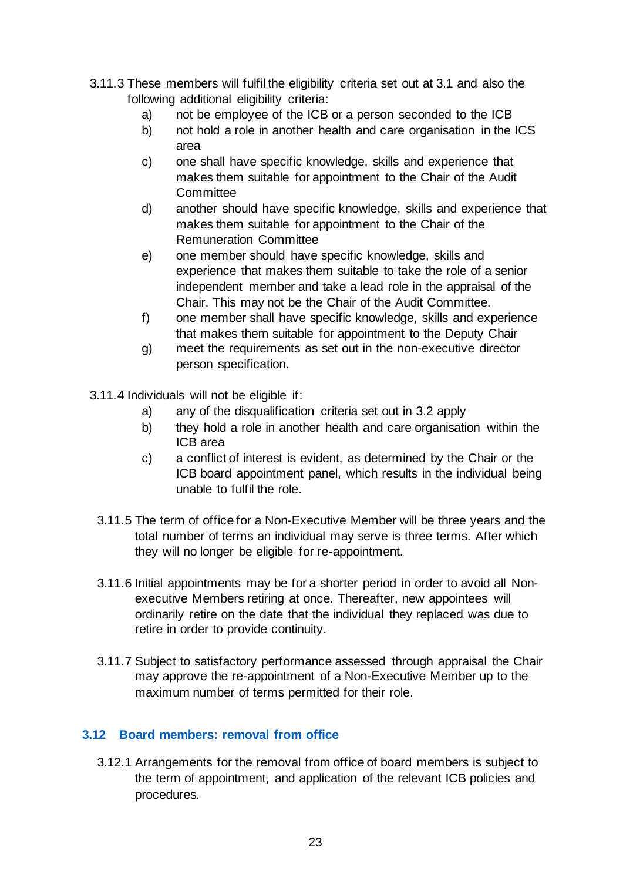3.11.3 These members will fulfil the eligibility criteria set out at 3.1 and also the following additional eligibility criteria:

a) not be employee of the ICB or a person seconded to the ICB
b) not hold a role in another health and care organisation in the ICS area
c) one shall have specific knowledge, skills and experience that makes them suitable for appointment to the Chair of the Audit Committee
d) another should have specific knowledge, skills and experience that makes them suitable for appointment to the Chair of the Remuneration Committee
e) one member should have specific knowledge, skills and experience that makes them suitable to take the role of a senior independent member and take a lead role in the appraisal of the Chair. This may not be the Chair of the Audit Committee.
f) one member shall have specific knowledge, skills and experience that makes them suitable for appointment to the Deputy Chair
g) meet the requirements as set out in the non-executive director person specification.

3.11.4 Individuals will not be eligible if:

a) any of the disqualification criteria set out in 3.2 apply
b) they hold a role in another health and care organisation within the ICB area
c) a conflict of interest is evident, as determined by the Chair or the ICB board appointment panel, which results in the individual being unable to fulfil the role.

3.11.5 The term of office for a Non-Executive Member will be three years and the total number of terms an individual may serve is three terms. After which they will no longer be eligible for re-appointment.

3.11.6 Initial appointments may be for a shorter period in order to avoid all Non-executive Members retiring at once. Thereafter, new appointees will ordinarily retire on the date that the individual they replaced was due to retire in order to provide continuity.

3.11.7 Subject to satisfactory performance assessed through appraisal the Chair may approve the re-appointment of a Non-Executive Member up to the maximum number of terms permitted for their role.

### 3.12 Board members: removal from office

3.12.1 Arrangements for the removal from office of board members is subject to the term of appointment, and application of the relevant ICB policies and procedures.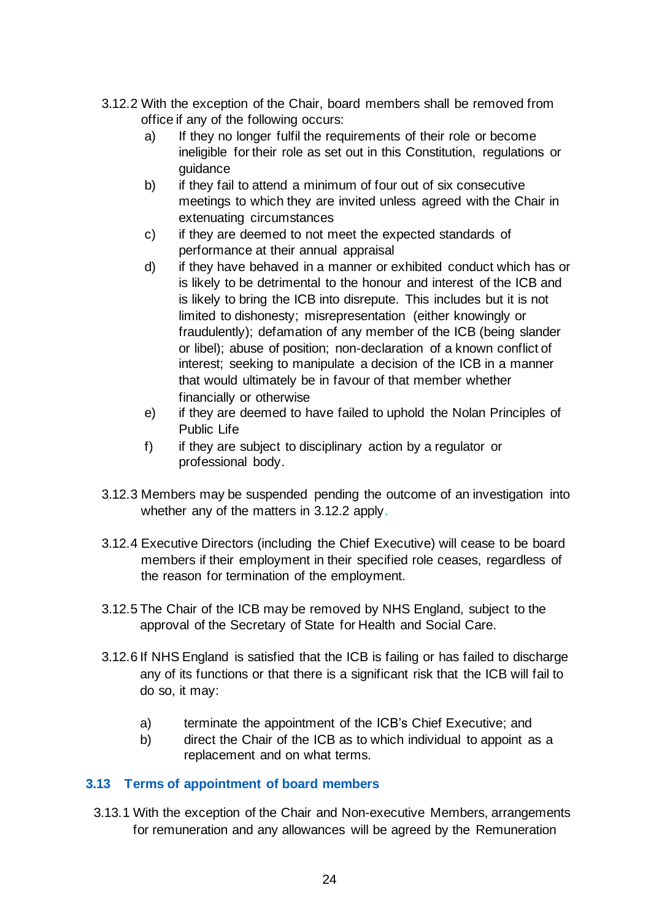3.12.2 With the exception of the Chair, board members shall be removed from office if any of the following occurs:

a) If they no longer fulfil the requirements of their role or become ineligible for their role as set out in this Constitution, regulations or guidance

b) if they fail to attend a minimum of four out of six consecutive meetings to which they are invited unless agreed with the Chair in extenuating circumstances

c) if they are deemed to not meet the expected standards of performance at their annual appraisal

d) if they have behaved in a manner or exhibited conduct which has or is likely to be detrimental to the honour and interest of the ICB and is likely to bring the ICB into disrepute. This includes but it is not limited to dishonesty; misrepresentation (either knowingly or fraudulently); defamation of any member of the ICB (being slander or libel); abuse of position; non-declaration of a known conflict of interest; seeking to manipulate a decision of the ICB in a manner that would ultimately be in favour of that member whether financially or otherwise

e) if they are deemed to have failed to uphold the Nolan Principles of Public Life

f) if they are subject to disciplinary action by a regulator or professional body.

3.12.3 Members may be suspended pending the outcome of an investigation into whether any of the matters in 3.12.2 apply.

3.12.4 Executive Directors (including the Chief Executive) will cease to be board members if their employment in their specified role ceases, regardless of the reason for termination of the employment.

3.12.5 The Chair of the ICB may be removed by NHS England, subject to the approval of the Secretary of State for Health and Social Care.

3.12.6 If NHS England is satisfied that the ICB is failing or has failed to discharge any of its functions or that there is a significant risk that the ICB will fail to do so, it may:

a) terminate the appointment of the ICB's Chief Executive; and

b) direct the Chair of the ICB as to which individual to appoint as a replacement and on what terms.

## 3.13 Terms of appointment of board members

3.13.1 With the exception of the Chair and Non-executive Members, arrangements for remuneration and any allowances will be agreed by the Remuneration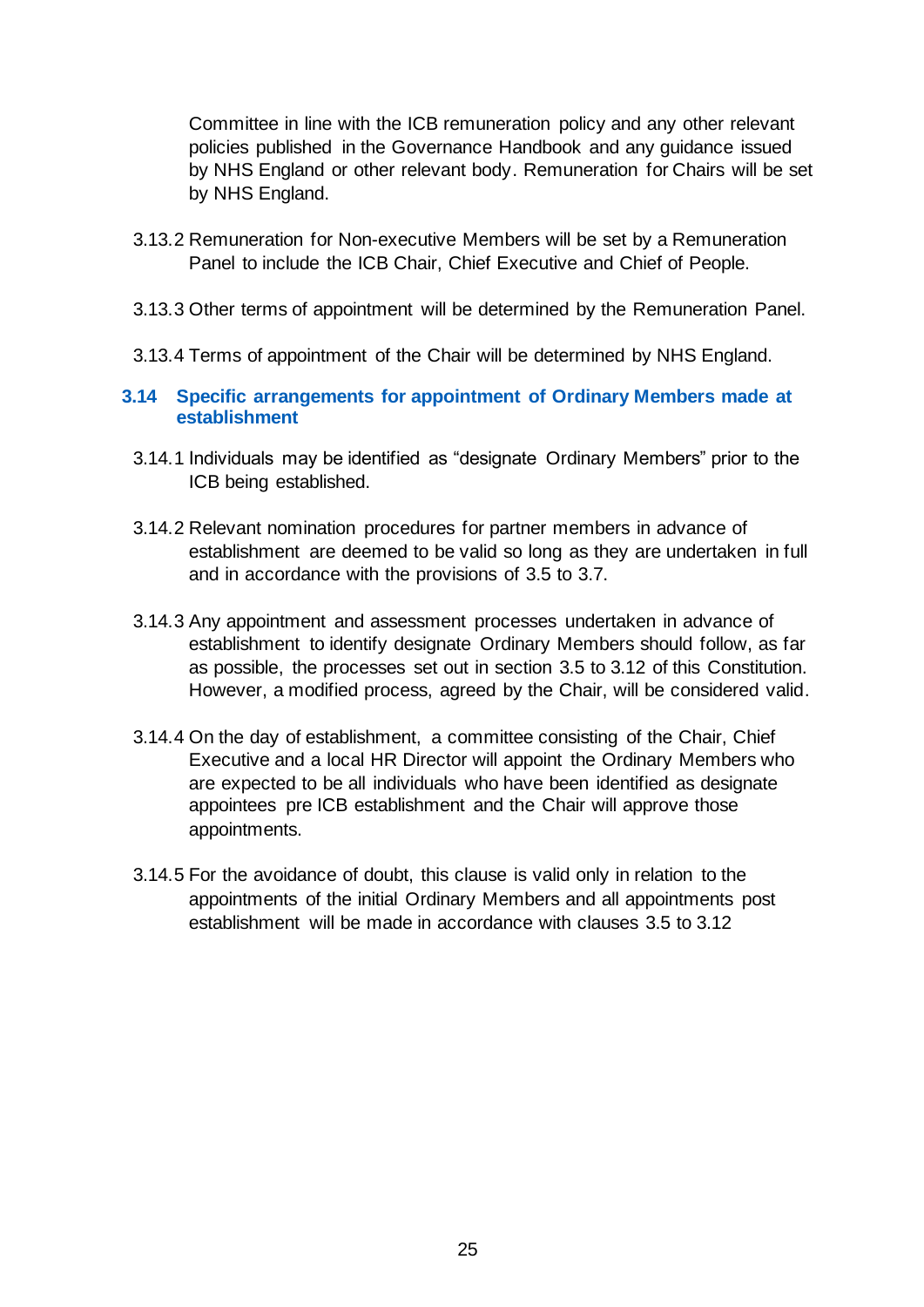Committee in line with the ICB remuneration policy and any other relevant policies published in the Governance Handbook and any guidance issued by NHS England or other relevant body. Remuneration for Chairs will be set by NHS England.

3.13.2 Remuneration for Non-executive Members will be set by a Remuneration Panel to include the ICB Chair, Chief Executive and Chief of People.

3.13.3 Other terms of appointment will be determined by the Remuneration Panel.

3.13.4 Terms of appointment of the Chair will be determined by NHS England.

### 3.14 Specific arrangements for appointment of Ordinary Members made at establishment

3.14.1 Individuals may be identified as "designate Ordinary Members" prior to the ICB being established.

3.14.2 Relevant nomination procedures for partner members in advance of establishment are deemed to be valid so long as they are undertaken in full and in accordance with the provisions of 3.5 to 3.7.

3.14.3 Any appointment and assessment processes undertaken in advance of establishment to identify designate Ordinary Members should follow, as far as possible, the processes set out in section 3.5 to 3.12 of this Constitution. However, a modified process, agreed by the Chair, will be considered valid.

3.14.4 On the day of establishment, a committee consisting of the Chair, Chief Executive and a local HR Director will appoint the Ordinary Members who are expected to be all individuals who have been identified as designate appointees pre ICB establishment and the Chair will approve those appointments.

3.14.5 For the avoidance of doubt, this clause is valid only in relation to the appointments of the initial Ordinary Members and all appointments post establishment will be made in accordance with clauses 3.5 to 3.12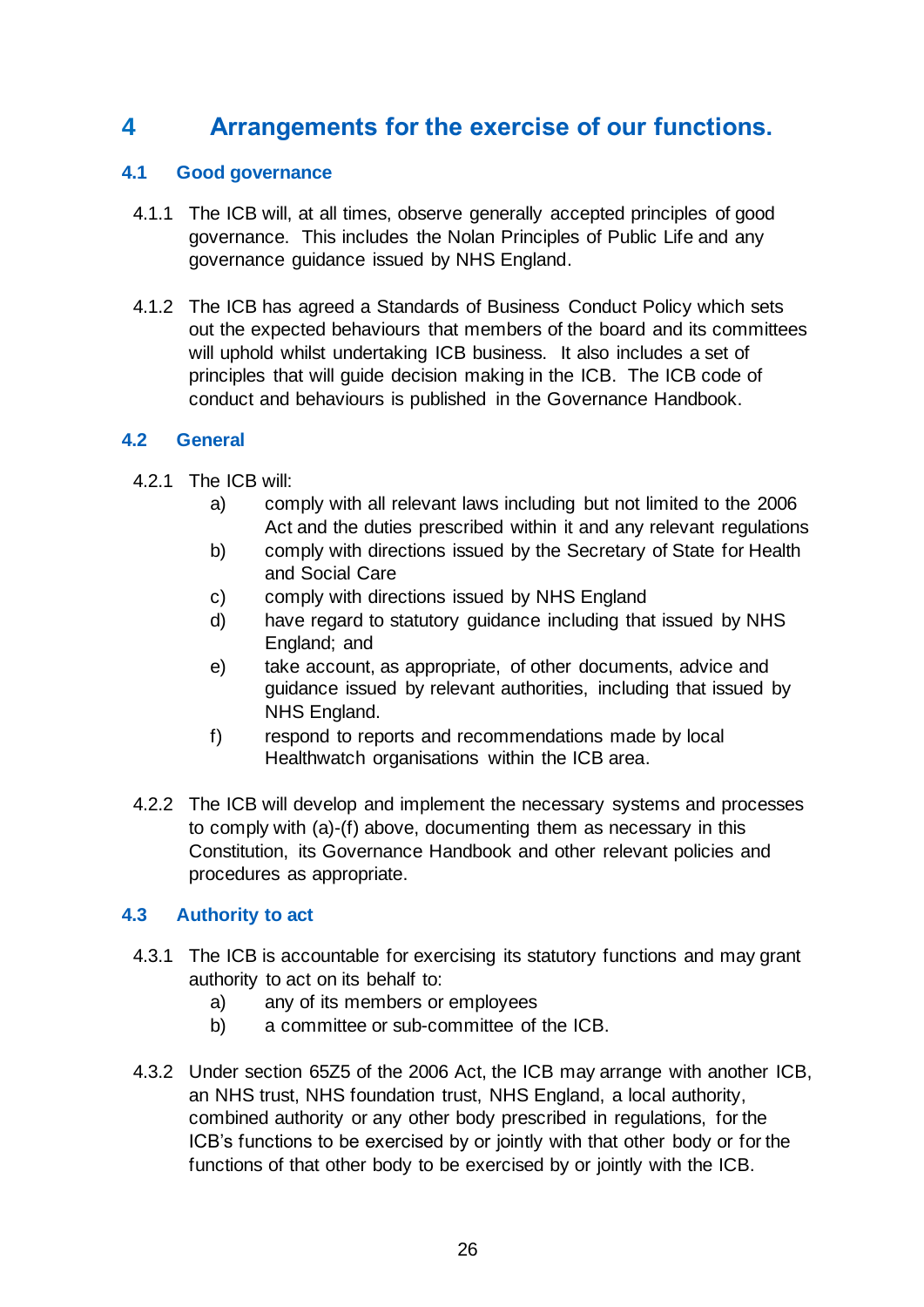# 4 Arrangements for the exercise of our functions.

## 4.1 Good governance

4.1.1 The ICB will, at all times, observe generally accepted principles of good governance. This includes the Nolan Principles of Public Life and any governance guidance issued by NHS England.

4.1.2 The ICB has agreed a Standards of Business Conduct Policy which sets out the expected behaviours that members of the board and its committees will uphold whilst undertaking ICB business. It also includes a set of principles that will guide decision making in the ICB. The ICB code of conduct and behaviours is published in the Governance Handbook.

## 4.2 General

4.2.1 The ICB will:

- a) comply with all relevant laws including but not limited to the 2006 Act and the duties prescribed within it and any relevant regulations
- b) comply with directions issued by the Secretary of State for Health and Social Care
- c) comply with directions issued by NHS England
- d) have regard to statutory guidance including that issued by NHS England; and
- e) take account, as appropriate, of other documents, advice and guidance issued by relevant authorities, including that issued by NHS England.
- f) respond to reports and recommendations made by local Healthwatch organisations within the ICB area.

4.2.2 The ICB will develop and implement the necessary systems and processes to comply with (a)-(f) above, documenting them as necessary in this Constitution, its Governance Handbook and other relevant policies and procedures as appropriate.

## 4.3 Authority to act

4.3.1 The ICB is accountable for exercising its statutory functions and may grant authority to act on its behalf to:

- a) any of its members or employees
- b) a committee or sub-committee of the ICB.

4.3.2 Under section 65Z5 of the 2006 Act, the ICB may arrange with another ICB, an NHS trust, NHS foundation trust, NHS England, a local authority, combined authority or any other body prescribed in regulations, for the ICB's functions to be exercised by or jointly with that other body or for the functions of that other body to be exercised by or jointly with the ICB.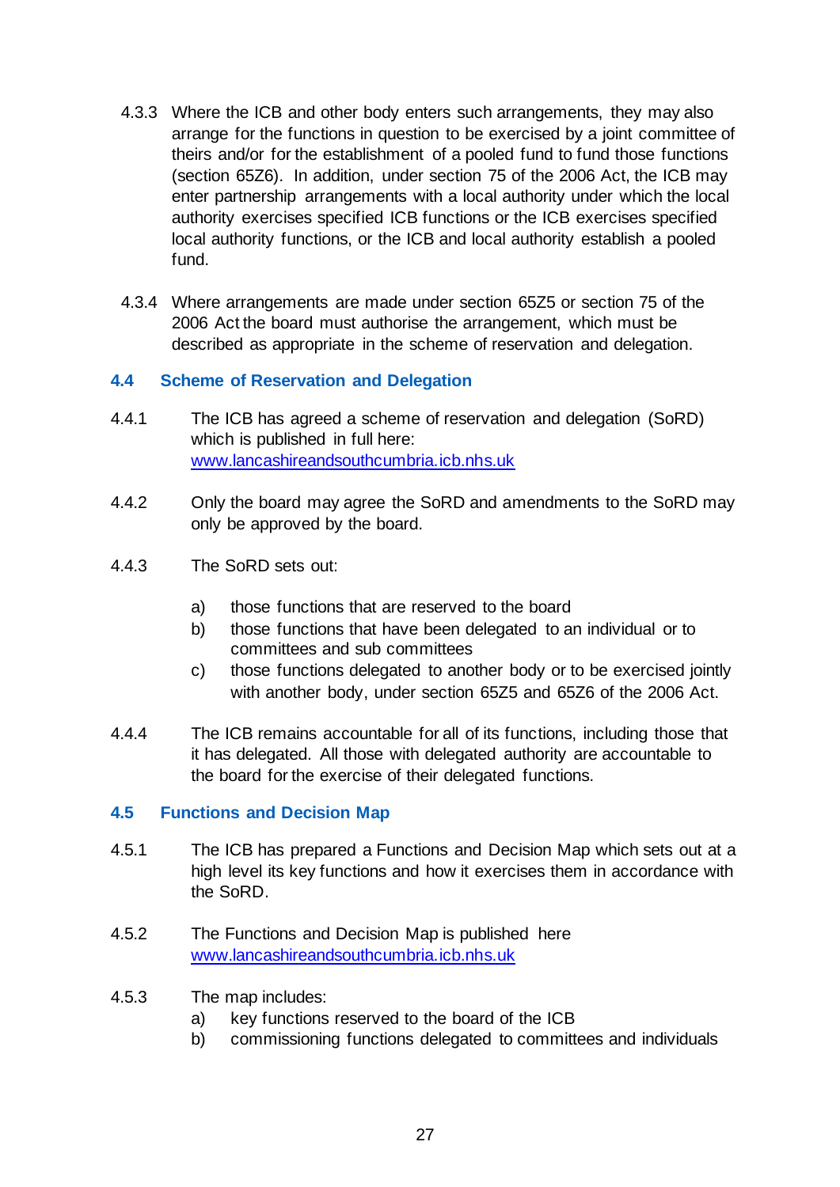4.3.3 Where the ICB and other body enters such arrangements, they may also arrange for the functions in question to be exercised by a joint committee of theirs and/or for the establishment of a pooled fund to fund those functions (section 65Z6). In addition, under section 75 of the 2006 Act, the ICB may enter partnership arrangements with a local authority under which the local authority exercises specified ICB functions or the ICB exercises specified local authority functions, or the ICB and local authority establish a pooled fund.

4.3.4 Where arrangements are made under section 65Z5 or section 75 of the 2006 Act the board must authorise the arrangement, which must be described as appropriate in the scheme of reservation and delegation.

### 4.4 Scheme of Reservation and Delegation

4.4.1 The ICB has agreed a scheme of reservation and delegation (SoRD) which is published in full here: [www.lancashireandsouthcumbria.icb.nhs.uk](http://www.lancashireandsouthcumbria.icb.nhs.uk)

4.4.2 Only the board may agree the SoRD and amendments to the SoRD may only be approved by the board.

4.4.3 The SoRD sets out:

a) those functions that are reserved to the board
b) those functions that have been delegated to an individual or to committees and sub committees
c) those functions delegated to another body or to be exercised jointly with another body, under section 65Z5 and 65Z6 of the 2006 Act.

4.4.4 The ICB remains accountable for all of its functions, including those that it has delegated. All those with delegated authority are accountable to the board for the exercise of their delegated functions.

### 4.5 Functions and Decision Map

4.5.1 The ICB has prepared a Functions and Decision Map which sets out at a high level its key functions and how it exercises them in accordance with the SoRD.

4.5.2 The Functions and Decision Map is published here [www.lancashireandsouthcumbria.icb.nhs.uk](http://www.lancashireandsouthcumbria.icb.nhs.uk)

4.5.3 The map includes:

a) key functions reserved to the board of the ICB
b) commissioning functions delegated to committees and individuals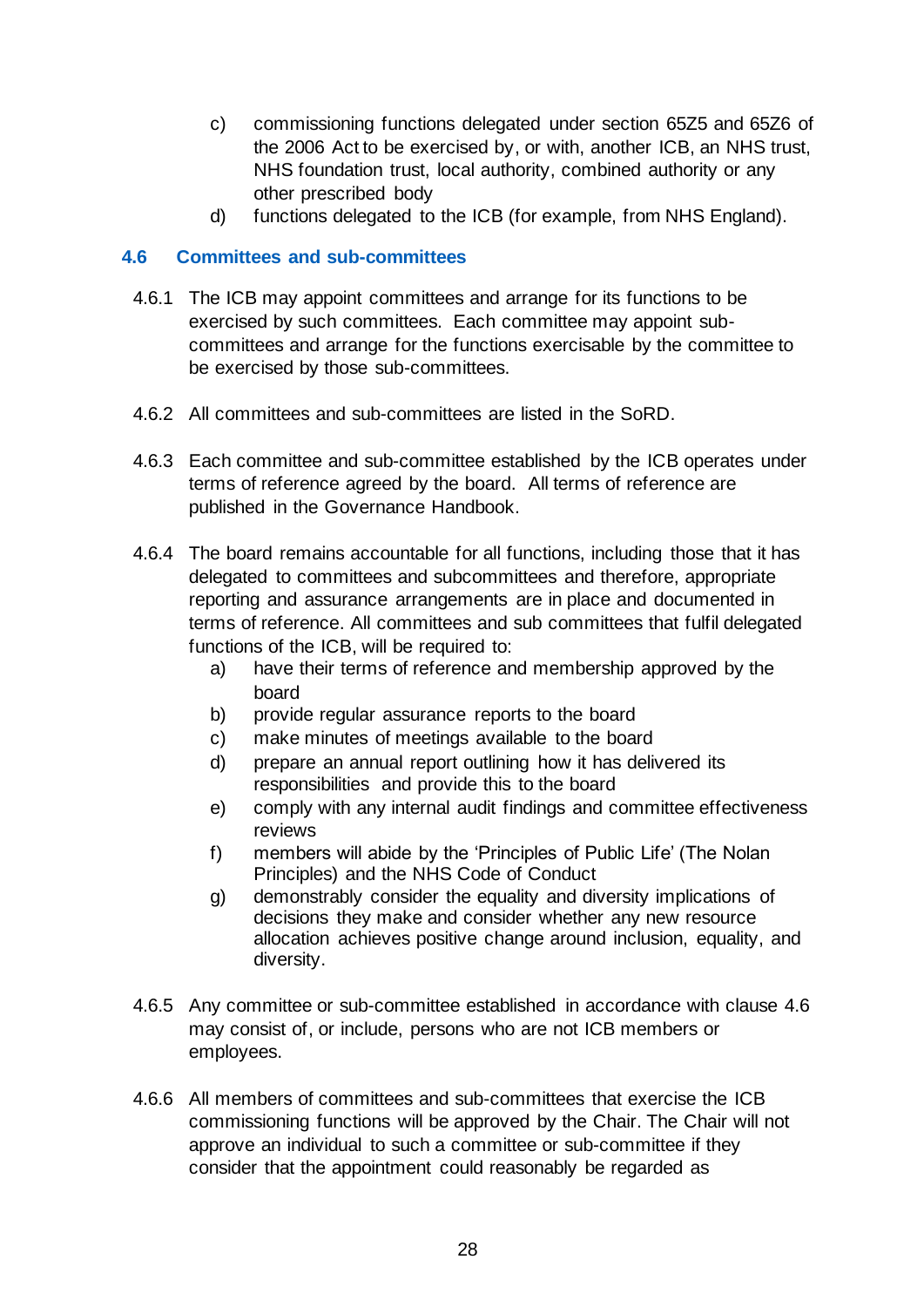c) commissioning functions delegated under section 65Z5 and 65Z6 of the 2006 Act to be exercised by, or with, another ICB, an NHS trust, NHS foundation trust, local authority, combined authority or any other prescribed body
d) functions delegated to the ICB (for example, from NHS England).

### 4.6 Committees and sub-committees

4.6.1 The ICB may appoint committees and arrange for its functions to be exercised by such committees. Each committee may appoint sub-committees and arrange for the functions exercisable by the committee to be exercised by those sub-committees.

4.6.2 All committees and sub-committees are listed in the SoRD.

4.6.3 Each committee and sub-committee established by the ICB operates under terms of reference agreed by the board. All terms of reference are published in the Governance Handbook.

4.6.4 The board remains accountable for all functions, including those that it has delegated to committees and subcommittees and therefore, appropriate reporting and assurance arrangements are in place and documented in terms of reference. All committees and sub committees that fulfil delegated functions of the ICB, will be required to:

a) have their terms of reference and membership approved by the board
b) provide regular assurance reports to the board
c) make minutes of meetings available to the board
d) prepare an annual report outlining how it has delivered its responsibilities and provide this to the board
e) comply with any internal audit findings and committee effectiveness reviews
f) members will abide by the 'Principles of Public Life' (The Nolan Principles) and the NHS Code of Conduct
g) demonstrably consider the equality and diversity implications of decisions they make and consider whether any new resource allocation achieves positive change around inclusion, equality, and diversity.

4.6.5 Any committee or sub-committee established in accordance with clause 4.6 may consist of, or include, persons who are not ICB members or employees.

4.6.6 All members of committees and sub-committees that exercise the ICB commissioning functions will be approved by the Chair. The Chair will not approve an individual to such a committee or sub-committee if they consider that the appointment could reasonably be regarded as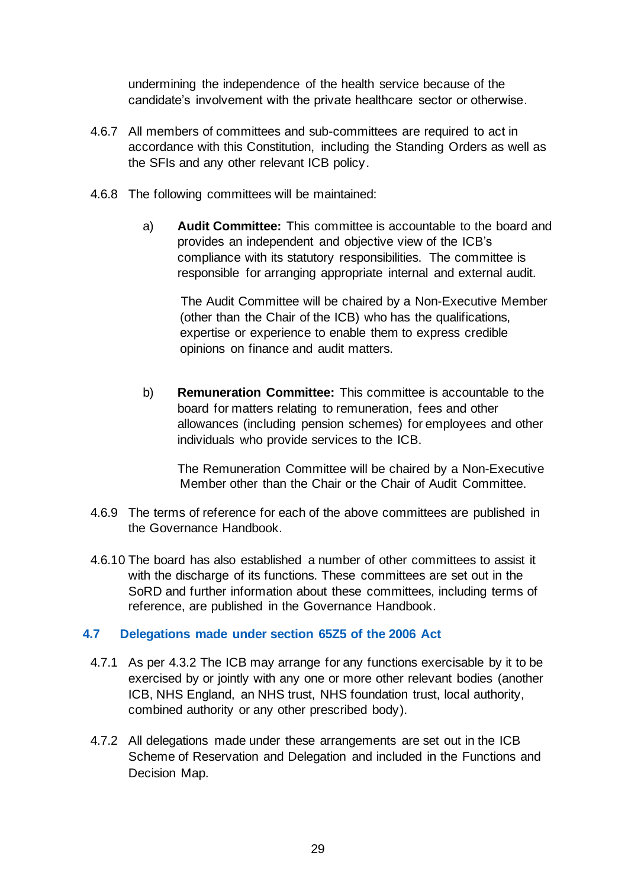undermining the independence of the health service because of the candidate's involvement with the private healthcare sector or otherwise.

4.6.7 All members of committees and sub-committees are required to act in accordance with this Constitution, including the Standing Orders as well as the SFIs and any other relevant ICB policy.

4.6.8 The following committees will be maintained:

a) **Audit Committee:** This committee is accountable to the board and provides an independent and objective view of the ICB's compliance with its statutory responsibilities. The committee is responsible for arranging appropriate internal and external audit.

   The Audit Committee will be chaired by a Non-Executive Member (other than the Chair of the ICB) who has the qualifications, expertise or experience to enable them to express credible opinions on finance and audit matters.

b) **Remuneration Committee:** This committee is accountable to the board for matters relating to remuneration, fees and other allowances (including pension schemes) for employees and other individuals who provide services to the ICB.

   The Remuneration Committee will be chaired by a Non-Executive Member other than the Chair or the Chair of Audit Committee.

4.6.9 The terms of reference for each of the above committees are published in the Governance Handbook.

4.6.10 The board has also established a number of other committees to assist it with the discharge of its functions. These committees are set out in the SoRD and further information about these committees, including terms of reference, are published in the Governance Handbook.

### 4.7 Delegations made under section 65Z5 of the 2006 Act

4.7.1 As per 4.3.2 The ICB may arrange for any functions exercisable by it to be exercised by or jointly with any one or more other relevant bodies (another ICB, NHS England, an NHS trust, NHS foundation trust, local authority, combined authority or any other prescribed body).

4.7.2 All delegations made under these arrangements are set out in the ICB Scheme of Reservation and Delegation and included in the Functions and Decision Map.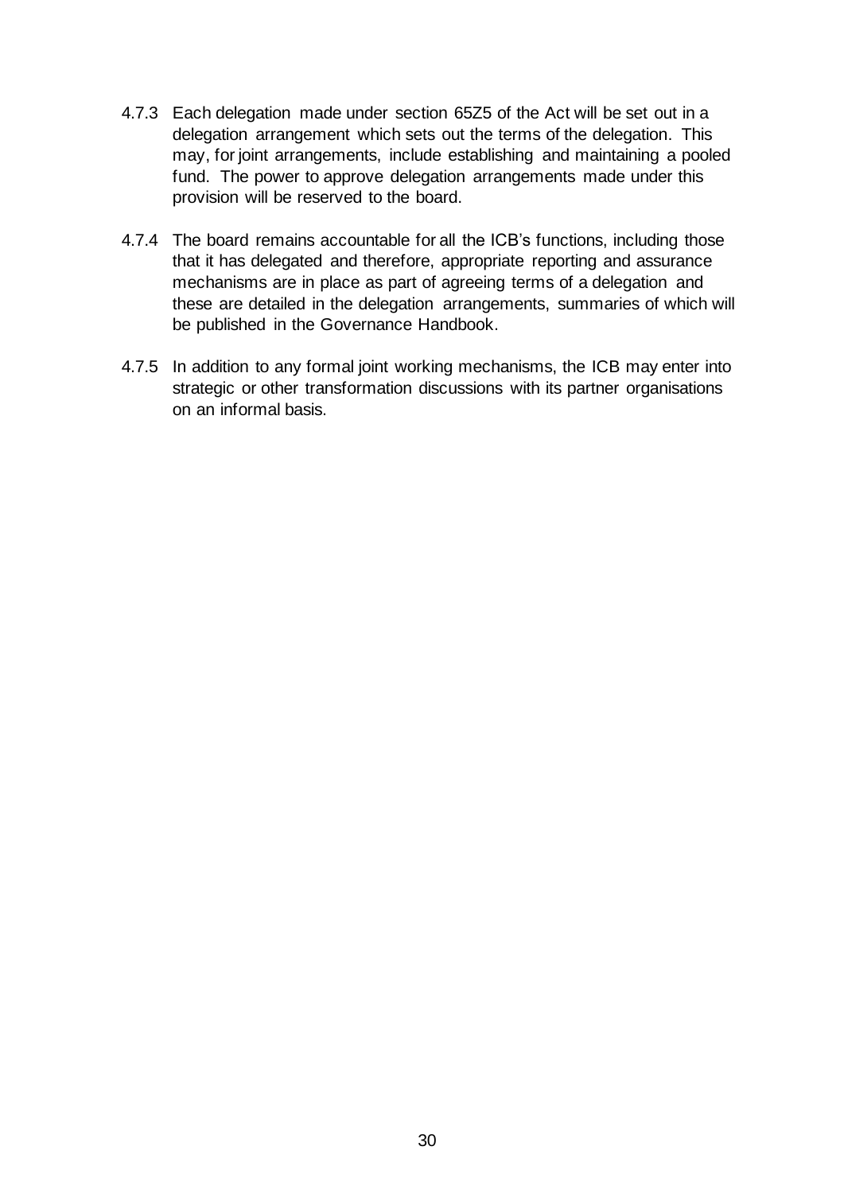4.7.3 Each delegation made under section 65Z5 of the Act will be set out in a delegation arrangement which sets out the terms of the delegation. This may, for joint arrangements, include establishing and maintaining a pooled fund. The power to approve delegation arrangements made under this provision will be reserved to the board.

4.7.4 The board remains accountable for all the ICB's functions, including those that it has delegated and therefore, appropriate reporting and assurance mechanisms are in place as part of agreeing terms of a delegation and these are detailed in the delegation arrangements, summaries of which will be published in the Governance Handbook.

4.7.5 In addition to any formal joint working mechanisms, the ICB may enter into strategic or other transformation discussions with its partner organisations on an informal basis.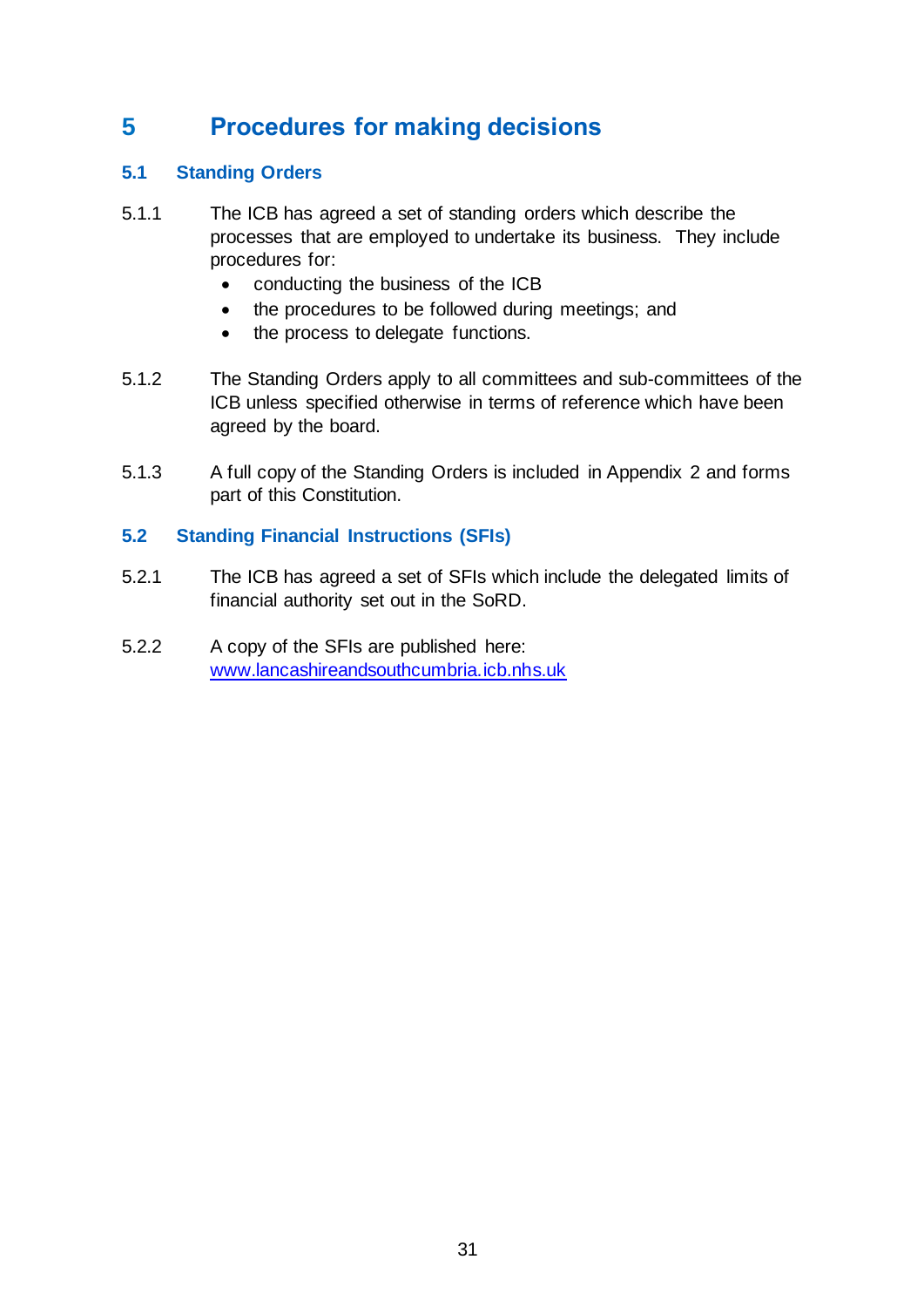# 5 Procedures for making decisions

## 5.1 Standing Orders

5.1.1 The ICB has agreed a set of standing orders which describe the processes that are employed to undertake its business. They include procedures for:

- conducting the business of the ICB
- the procedures to be followed during meetings; and
- the process to delegate functions.

5.1.2 The Standing Orders apply to all committees and sub-committees of the ICB unless specified otherwise in terms of reference which have been agreed by the board.

5.1.3 A full copy of the Standing Orders is included in Appendix 2 and forms part of this Constitution.

## 5.2 Standing Financial Instructions (SFIs)

5.2.1 The ICB has agreed a set of SFIs which include the delegated limits of financial authority set out in the SoRD.

5.2.2 A copy of the SFIs are published here: [www.lancashireandsouthcumbria.icb.nhs.uk](http://www.lancashireandsouthcumbria.icb.nhs.uk)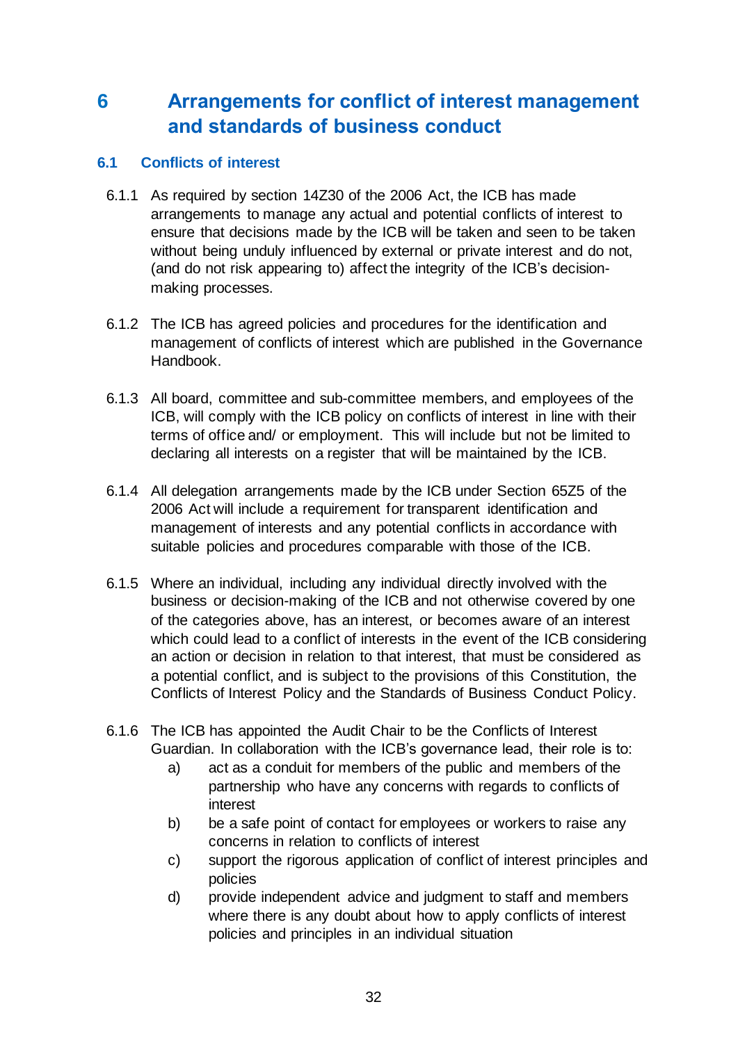# 6 Arrangements for conflict of interest management and standards of business conduct

## 6.1 Conflicts of interest

6.1.1 As required by section 14Z30 of the 2006 Act, the ICB has made arrangements to manage any actual and potential conflicts of interest to ensure that decisions made by the ICB will be taken and seen to be taken without being unduly influenced by external or private interest and do not, (and do not risk appearing to) affect the integrity of the ICB's decision-making processes.

6.1.2 The ICB has agreed policies and procedures for the identification and management of conflicts of interest which are published in the Governance Handbook.

6.1.3 All board, committee and sub-committee members, and employees of the ICB, will comply with the ICB policy on conflicts of interest in line with their terms of office and/ or employment. This will include but not be limited to declaring all interests on a register that will be maintained by the ICB.

6.1.4 All delegation arrangements made by the ICB under Section 65Z5 of the 2006 Act will include a requirement for transparent identification and management of interests and any potential conflicts in accordance with suitable policies and procedures comparable with those of the ICB.

6.1.5 Where an individual, including any individual directly involved with the business or decision-making of the ICB and not otherwise covered by one of the categories above, has an interest, or becomes aware of an interest which could lead to a conflict of interests in the event of the ICB considering an action or decision in relation to that interest, that must be considered as a potential conflict, and is subject to the provisions of this Constitution, the Conflicts of Interest Policy and the Standards of Business Conduct Policy.

6.1.6 The ICB has appointed the Audit Chair to be the Conflicts of Interest Guardian. In collaboration with the ICB's governance lead, their role is to:

a) act as a conduit for members of the public and members of the partnership who have any concerns with regards to conflicts of interest

b) be a safe point of contact for employees or workers to raise any concerns in relation to conflicts of interest

c) support the rigorous application of conflict of interest principles and policies

d) provide independent advice and judgment to staff and members where there is any doubt about how to apply conflicts of interest policies and principles in an individual situation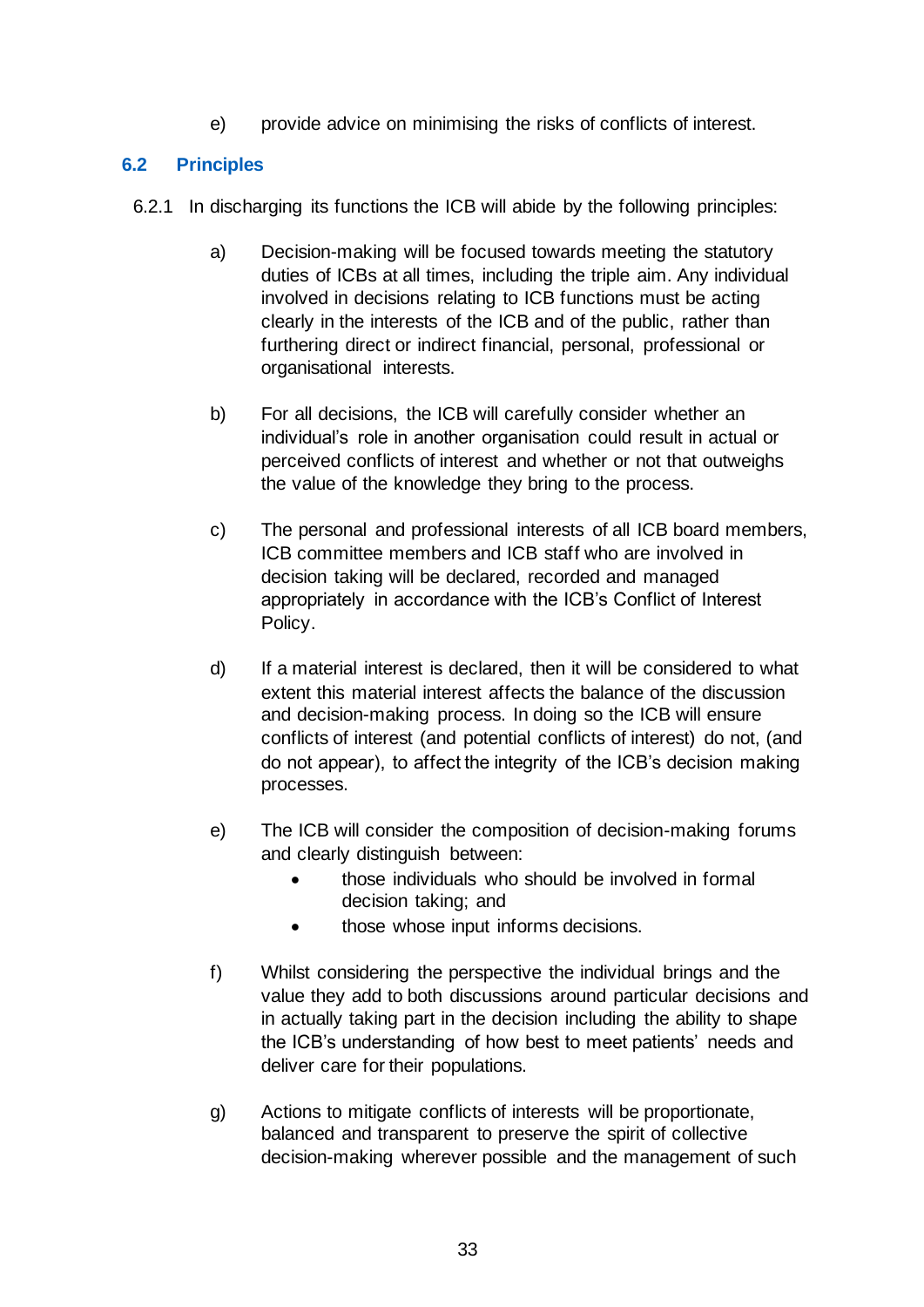e) provide advice on minimising the risks of conflicts of interest.

### 6.2 Principles

6.2.1 In discharging its functions the ICB will abide by the following principles:

a) Decision-making will be focused towards meeting the statutory duties of ICBs at all times, including the triple aim. Any individual involved in decisions relating to ICB functions must be acting clearly in the interests of the ICB and of the public, rather than furthering direct or indirect financial, personal, professional or organisational interests.

b) For all decisions, the ICB will carefully consider whether an individual's role in another organisation could result in actual or perceived conflicts of interest and whether or not that outweighs the value of the knowledge they bring to the process.

c) The personal and professional interests of all ICB board members, ICB committee members and ICB staff who are involved in decision taking will be declared, recorded and managed appropriately in accordance with the ICB's Conflict of Interest Policy.

d) If a material interest is declared, then it will be considered to what extent this material interest affects the balance of the discussion and decision-making process. In doing so the ICB will ensure conflicts of interest (and potential conflicts of interest) do not, (and do not appear), to affect the integrity of the ICB's decision making processes.

e) The ICB will consider the composition of decision-making forums and clearly distinguish between:
   - those individuals who should be involved in formal decision taking; and
   - those whose input informs decisions.

f) Whilst considering the perspective the individual brings and the value they add to both discussions around particular decisions and in actually taking part in the decision including the ability to shape the ICB's understanding of how best to meet patients' needs and deliver care for their populations.

g) Actions to mitigate conflicts of interests will be proportionate, balanced and transparent to preserve the spirit of collective decision-making wherever possible and the management of such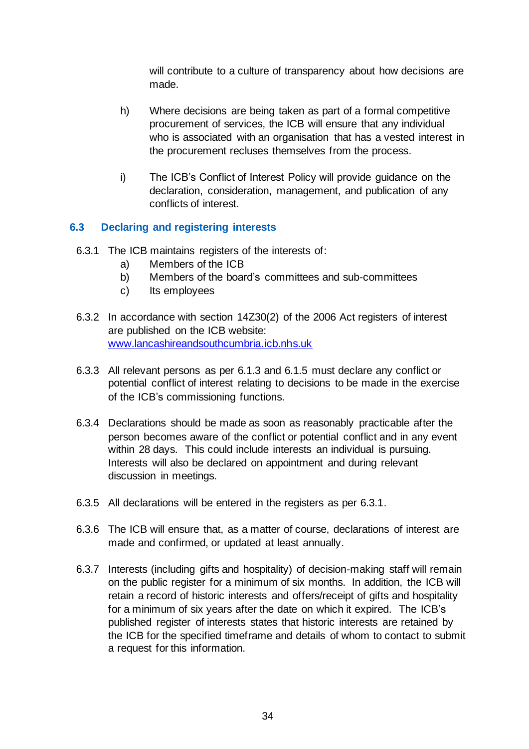will contribute to a culture of transparency about how decisions are made.

h) Where decisions are being taken as part of a formal competitive procurement of services, the ICB will ensure that any individual who is associated with an organisation that has a vested interest in the procurement recluses themselves from the process.

i) The ICB's Conflict of Interest Policy will provide guidance on the declaration, consideration, management, and publication of any conflicts of interest.

### 6.3 Declaring and registering interests

6.3.1 The ICB maintains registers of the interests of:

a) Members of the ICB
b) Members of the board's committees and sub-committees
c) Its employees

6.3.2 In accordance with section 14Z30(2) of the 2006 Act registers of interest are published on the ICB website: [www.lancashireandsouthcumbria.icb.nhs.uk](www.lancashireandsouthcumbria.icb.nhs.uk)

6.3.3 All relevant persons as per 6.1.3 and 6.1.5 must declare any conflict or potential conflict of interest relating to decisions to be made in the exercise of the ICB's commissioning functions.

6.3.4 Declarations should be made as soon as reasonably practicable after the person becomes aware of the conflict or potential conflict and in any event within 28 days. This could include interests an individual is pursuing. Interests will also be declared on appointment and during relevant discussion in meetings.

6.3.5 All declarations will be entered in the registers as per 6.3.1.

6.3.6 The ICB will ensure that, as a matter of course, declarations of interest are made and confirmed, or updated at least annually.

6.3.7 Interests (including gifts and hospitality) of decision-making staff will remain on the public register for a minimum of six months. In addition, the ICB will retain a record of historic interests and offers/receipt of gifts and hospitality for a minimum of six years after the date on which it expired. The ICB's published register of interests states that historic interests are retained by the ICB for the specified timeframe and details of whom to contact to submit a request for this information.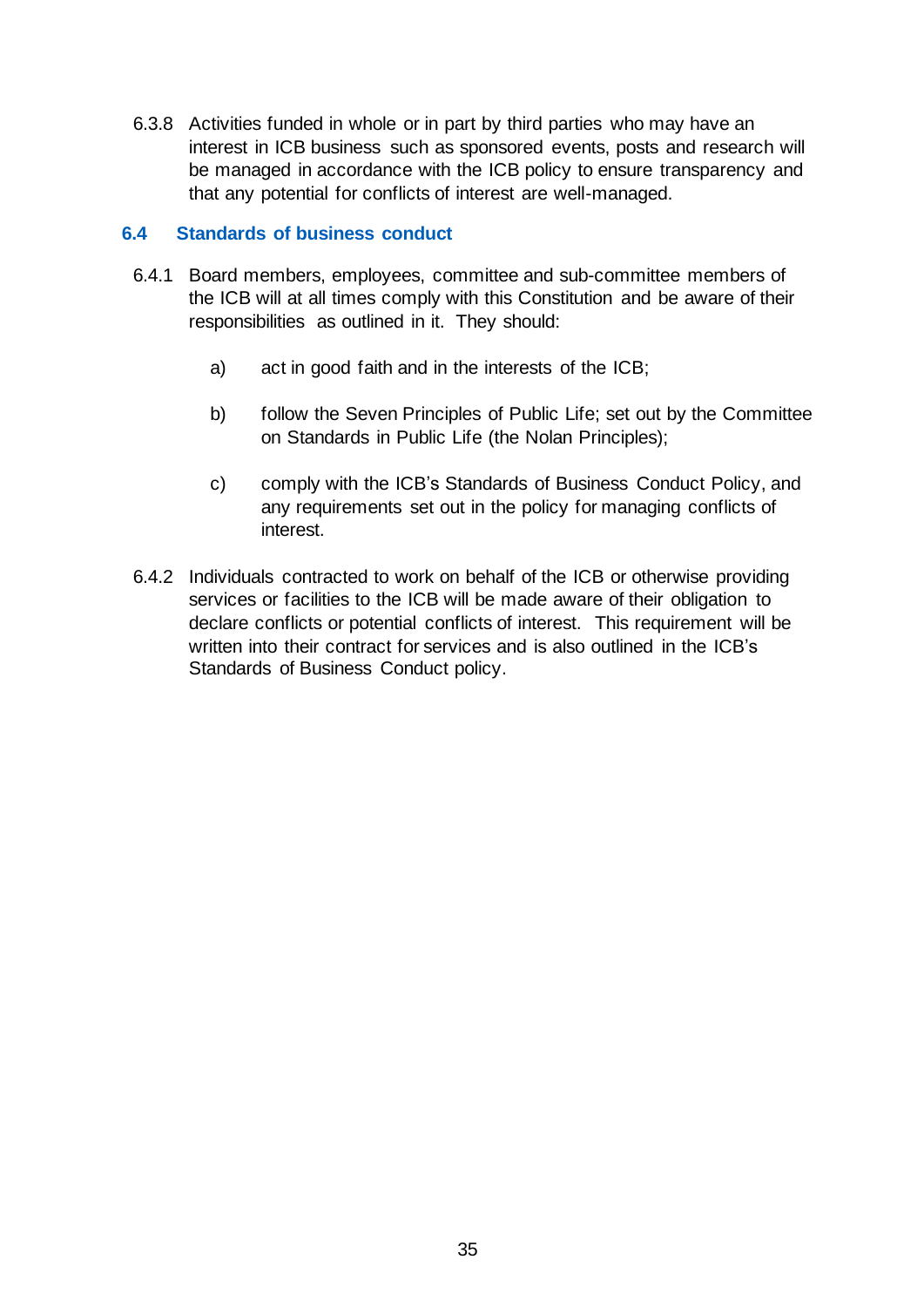6.3.8 Activities funded in whole or in part by third parties who may have an interest in ICB business such as sponsored events, posts and research will be managed in accordance with the ICB policy to ensure transparency and that any potential for conflicts of interest are well-managed.

### 6.4 Standards of business conduct

6.4.1 Board members, employees, committee and sub-committee members of the ICB will at all times comply with this Constitution and be aware of their responsibilities as outlined in it. They should:

a) act in good faith and in the interests of the ICB;

b) follow the Seven Principles of Public Life; set out by the Committee on Standards in Public Life (the Nolan Principles);

c) comply with the ICB's Standards of Business Conduct Policy, and any requirements set out in the policy for managing conflicts of interest.

6.4.2 Individuals contracted to work on behalf of the ICB or otherwise providing services or facilities to the ICB will be made aware of their obligation to declare conflicts or potential conflicts of interest. This requirement will be written into their contract for services and is also outlined in the ICB's Standards of Business Conduct policy.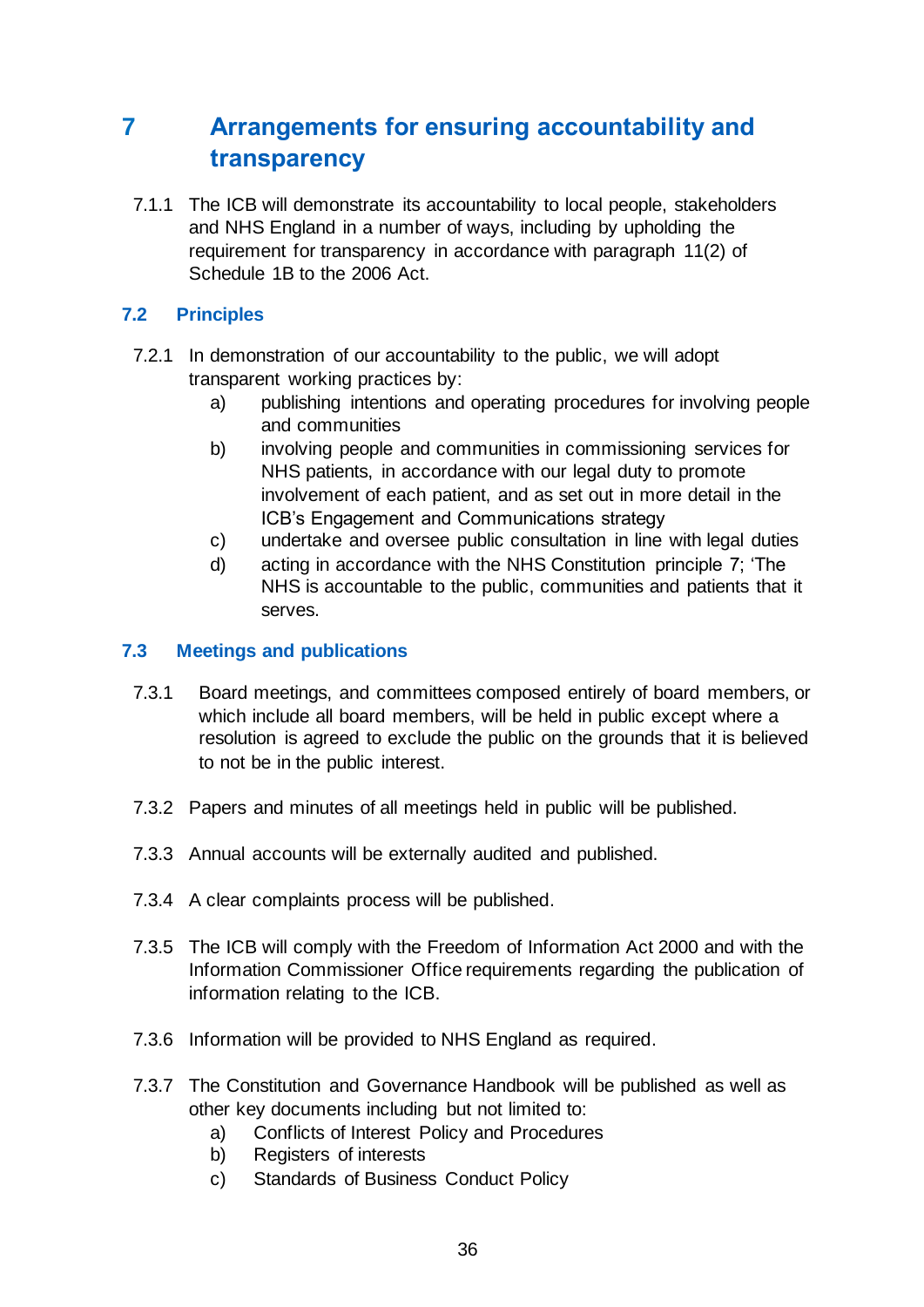# 7 Arrangements for ensuring accountability and transparency

7.1.1 The ICB will demonstrate its accountability to local people, stakeholders and NHS England in a number of ways, including by upholding the requirement for transparency in accordance with paragraph 11(2) of Schedule 1B to the 2006 Act.

## 7.2 Principles

7.2.1 In demonstration of our accountability to the public, we will adopt transparent working practices by:

a) publishing intentions and operating procedures for involving people and communities
b) involving people and communities in commissioning services for NHS patients, in accordance with our legal duty to promote involvement of each patient, and as set out in more detail in the ICB's Engagement and Communications strategy
c) undertake and oversee public consultation in line with legal duties
d) acting in accordance with the NHS Constitution principle 7; 'The NHS is accountable to the public, communities and patients that it serves.

## 7.3 Meetings and publications

7.3.1 Board meetings, and committees composed entirely of board members, or which include all board members, will be held in public except where a resolution is agreed to exclude the public on the grounds that it is believed to not be in the public interest.

7.3.2 Papers and minutes of all meetings held in public will be published.

7.3.3 Annual accounts will be externally audited and published.

7.3.4 A clear complaints process will be published.

7.3.5 The ICB will comply with the Freedom of Information Act 2000 and with the Information Commissioner Office requirements regarding the publication of information relating to the ICB.

7.3.6 Information will be provided to NHS England as required.

7.3.7 The Constitution and Governance Handbook will be published as well as other key documents including but not limited to:

a) Conflicts of Interest Policy and Procedures
b) Registers of interests
c) Standards of Business Conduct Policy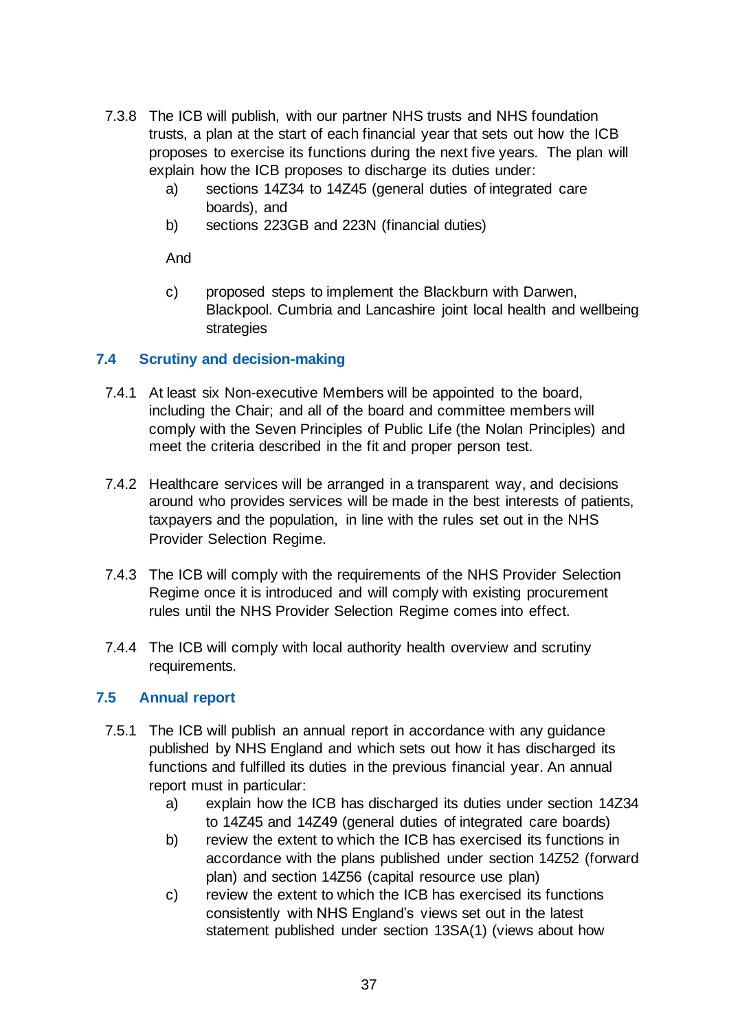7.3.8 The ICB will publish, with our partner NHS trusts and NHS foundation trusts, a plan at the start of each financial year that sets out how the ICB proposes to exercise its functions during the next five years. The plan will explain how the ICB proposes to discharge its duties under:

a) sections 14Z34 to 14Z45 (general duties of integrated care boards), and
b) sections 223GB and 223N (financial duties)

And

c) proposed steps to implement the Blackburn with Darwen, Blackpool. Cumbria and Lancashire joint local health and wellbeing strategies

## 7.4 Scrutiny and decision-making

7.4.1 At least six Non-executive Members will be appointed to the board, including the Chair; and all of the board and committee members will comply with the Seven Principles of Public Life (the Nolan Principles) and meet the criteria described in the fit and proper person test.

7.4.2 Healthcare services will be arranged in a transparent way, and decisions around who provides services will be made in the best interests of patients, taxpayers and the population, in line with the rules set out in the NHS Provider Selection Regime.

7.4.3 The ICB will comply with the requirements of the NHS Provider Selection Regime once it is introduced and will comply with existing procurement rules until the NHS Provider Selection Regime comes into effect.

7.4.4 The ICB will comply with local authority health overview and scrutiny requirements.

## 7.5 Annual report

7.5.1 The ICB will publish an annual report in accordance with any guidance published by NHS England and which sets out how it has discharged its functions and fulfilled its duties in the previous financial year. An annual report must in particular:

a) explain how the ICB has discharged its duties under section 14Z34 to 14Z45 and 14Z49 (general duties of integrated care boards)
b) review the extent to which the ICB has exercised its functions in accordance with the plans published under section 14Z52 (forward plan) and section 14Z56 (capital resource use plan)
c) review the extent to which the ICB has exercised its functions consistently with NHS England's views set out in the latest statement published under section 13SA(1) (views about how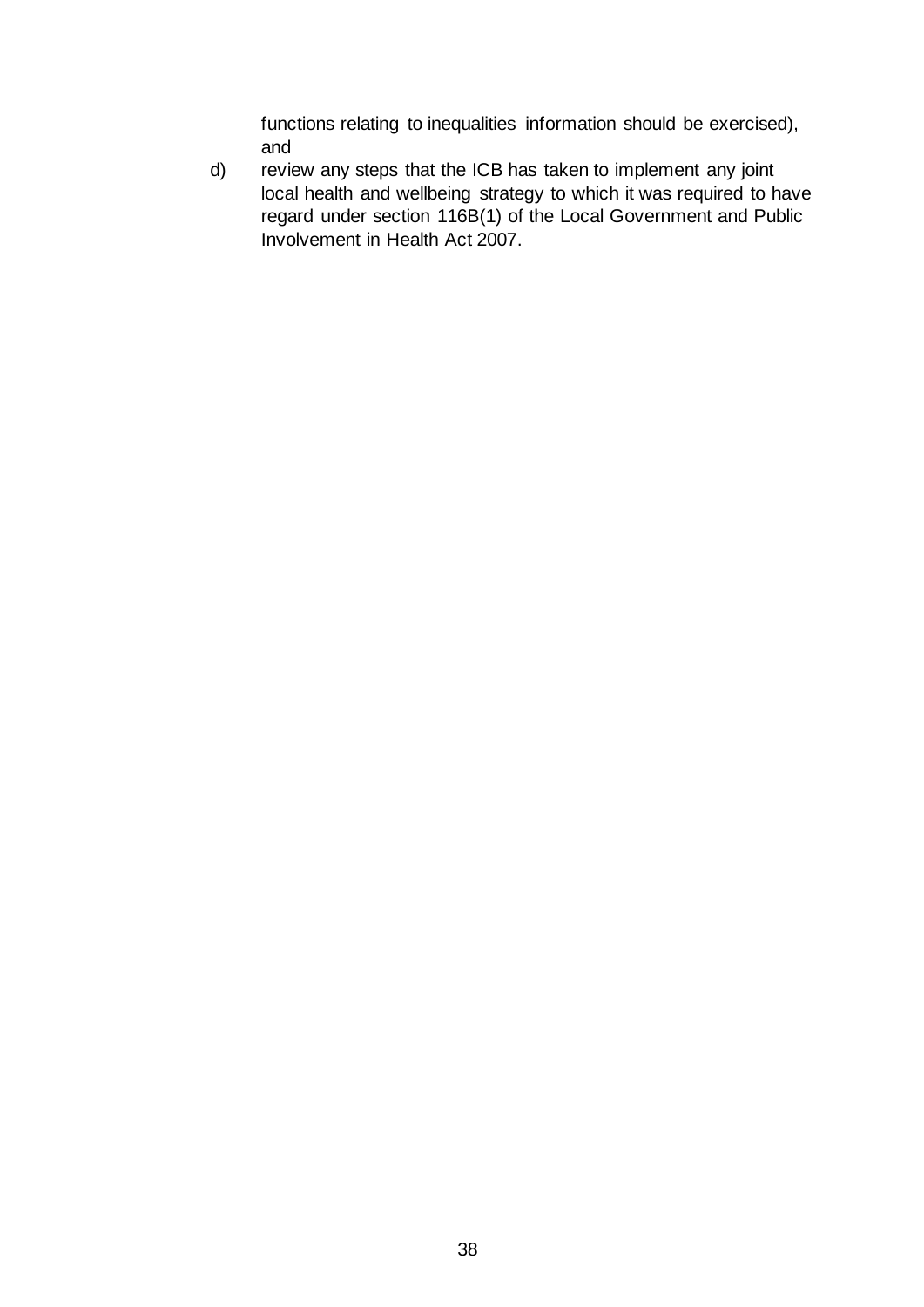functions relating to inequalities information should be exercised), and

d) review any steps that the ICB has taken to implement any joint local health and wellbeing strategy to which it was required to have regard under section 116B(1) of the Local Government and Public Involvement in Health Act 2007.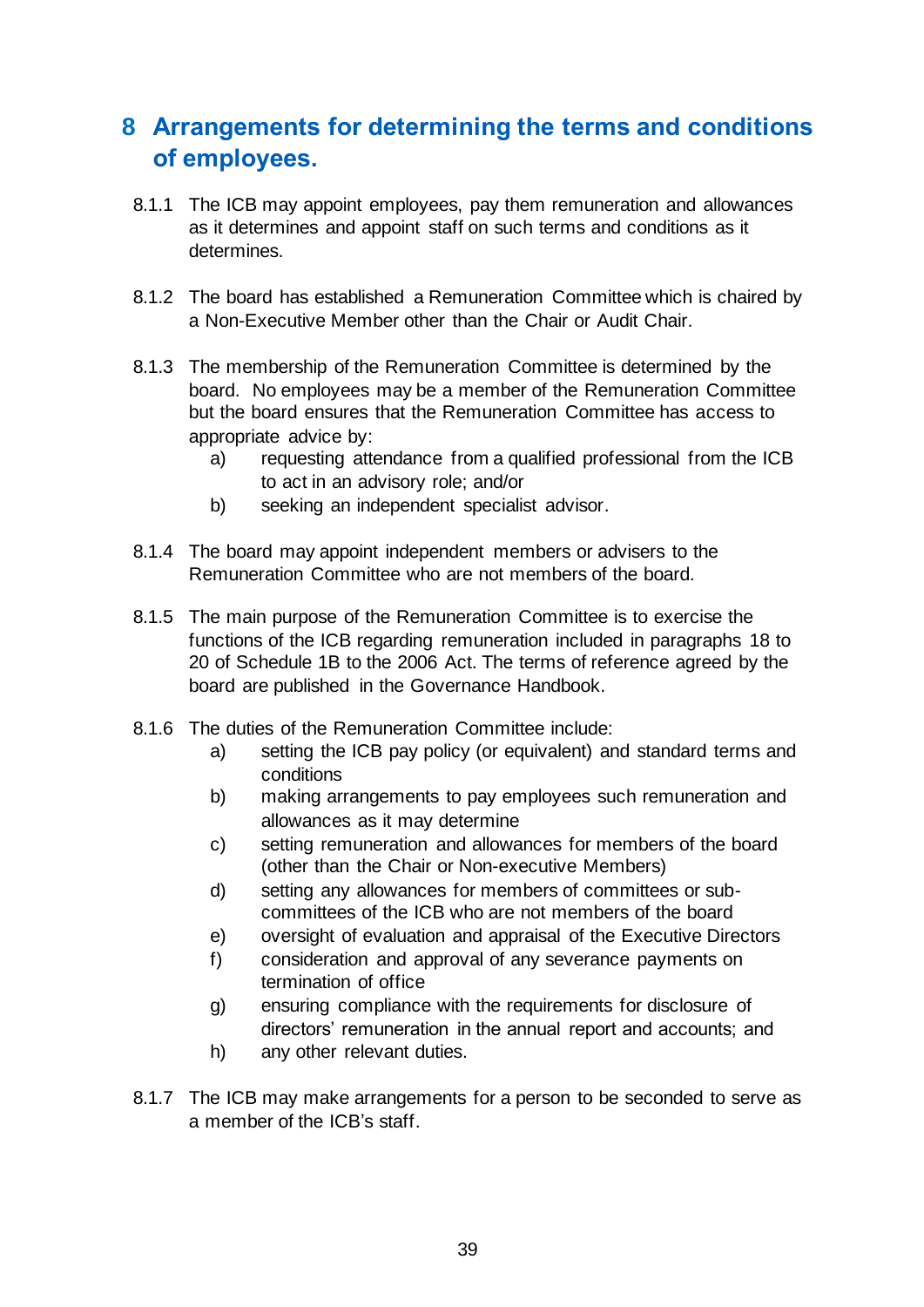## 8 Arrangements for determining the terms and conditions of employees.

8.1.1 The ICB may appoint employees, pay them remuneration and allowances as it determines and appoint staff on such terms and conditions as it determines.

8.1.2 The board has established a Remuneration Committee which is chaired by a Non-Executive Member other than the Chair or Audit Chair.

8.1.3 The membership of the Remuneration Committee is determined by the board. No employees may be a member of the Remuneration Committee but the board ensures that the Remuneration Committee has access to appropriate advice by:

- a) requesting attendance from a qualified professional from the ICB to act in an advisory role; and/or
- b) seeking an independent specialist advisor.

8.1.4 The board may appoint independent members or advisers to the Remuneration Committee who are not members of the board.

8.1.5 The main purpose of the Remuneration Committee is to exercise the functions of the ICB regarding remuneration included in paragraphs 18 to 20 of Schedule 1B to the 2006 Act. The terms of reference agreed by the board are published in the Governance Handbook.

8.1.6 The duties of the Remuneration Committee include:

- a) setting the ICB pay policy (or equivalent) and standard terms and conditions
- b) making arrangements to pay employees such remuneration and allowances as it may determine
- c) setting remuneration and allowances for members of the board (other than the Chair or Non-executive Members)
- d) setting any allowances for members of committees or sub-committees of the ICB who are not members of the board
- e) oversight of evaluation and appraisal of the Executive Directors
- f) consideration and approval of any severance payments on termination of office
- g) ensuring compliance with the requirements for disclosure of directors' remuneration in the annual report and accounts; and
- h) any other relevant duties.

8.1.7 The ICB may make arrangements for a person to be seconded to serve as a member of the ICB's staff.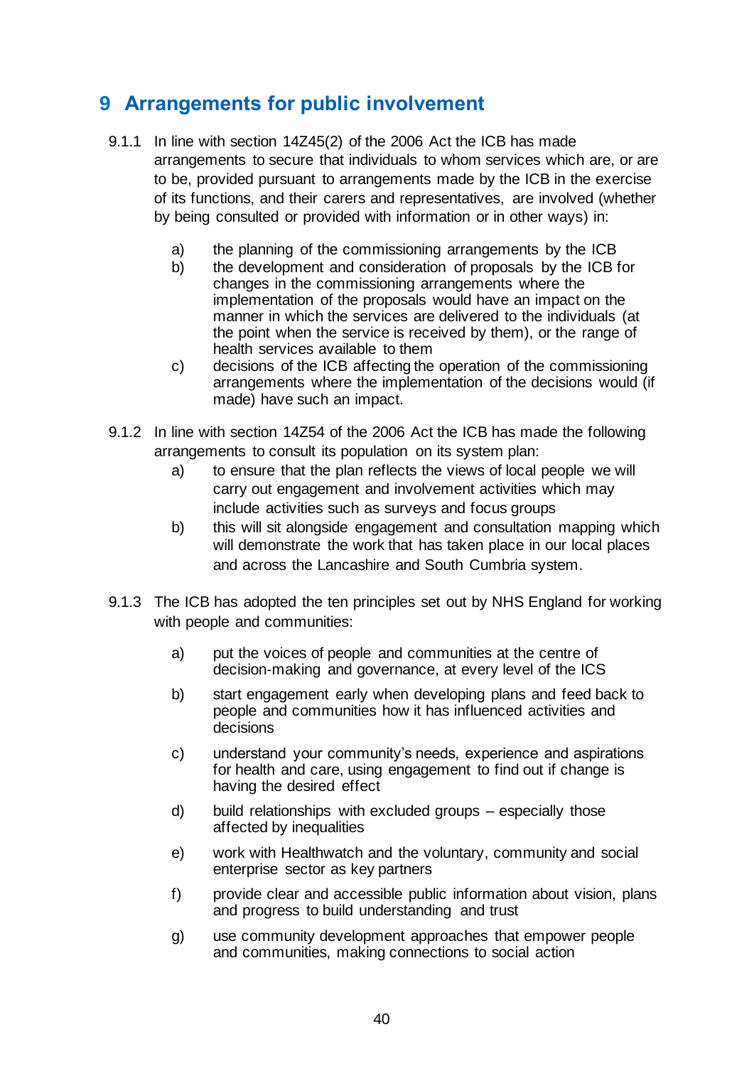## 9 Arrangements for public involvement

9.1.1 In line with section 14Z45(2) of the 2006 Act the ICB has made arrangements to secure that individuals to whom services which are, or are to be, provided pursuant to arrangements made by the ICB in the exercise of its functions, and their carers and representatives, are involved (whether by being consulted or provided with information or in other ways) in:

a) the planning of the commissioning arrangements by the ICB

b) the development and consideration of proposals by the ICB for changes in the commissioning arrangements where the implementation of the proposals would have an impact on the manner in which the services are delivered to the individuals (at the point when the service is received by them), or the range of health services available to them

c) decisions of the ICB affecting the operation of the commissioning arrangements where the implementation of the decisions would (if made) have such an impact.

9.1.2 In line with section 14Z54 of the 2006 Act the ICB has made the following arrangements to consult its population on its system plan:

a) to ensure that the plan reflects the views of local people we will carry out engagement and involvement activities which may include activities such as surveys and focus groups

b) this will sit alongside engagement and consultation mapping which will demonstrate the work that has taken place in our local places and across the Lancashire and South Cumbria system.

9.1.3 The ICB has adopted the ten principles set out by NHS England for working with people and communities:

a) put the voices of people and communities at the centre of decision-making and governance, at every level of the ICS

b) start engagement early when developing plans and feed back to people and communities how it has influenced activities and decisions

c) understand your community's needs, experience and aspirations for health and care, using engagement to find out if change is having the desired effect

d) build relationships with excluded groups – especially those affected by inequalities

e) work with Healthwatch and the voluntary, community and social enterprise sector as key partners

f) provide clear and accessible public information about vision, plans and progress to build understanding and trust

g) use community development approaches that empower people and communities, making connections to social action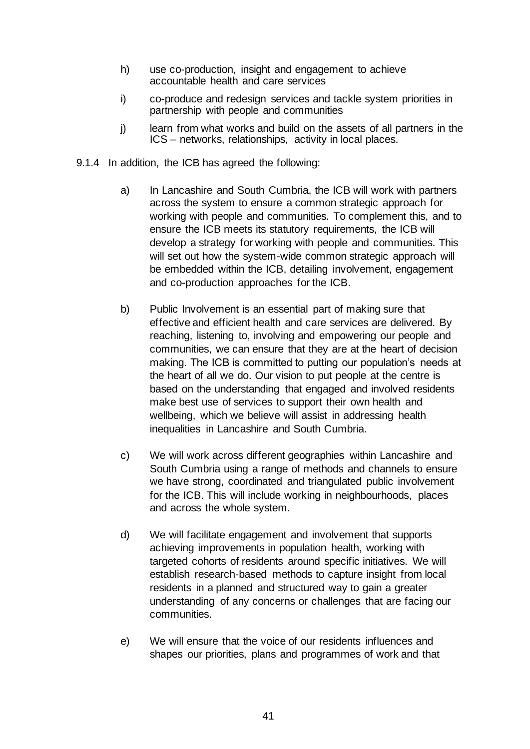h) use co-production, insight and engagement to achieve accountable health and care services

i) co-produce and redesign services and tackle system priorities in partnership with people and communities

j) learn from what works and build on the assets of all partners in the ICS – networks, relationships, activity in local places.

9.1.4 In addition, the ICB has agreed the following:

a) In Lancashire and South Cumbria, the ICB will work with partners across the system to ensure a common strategic approach for working with people and communities. To complement this, and to ensure the ICB meets its statutory requirements, the ICB will develop a strategy for working with people and communities. This will set out how the system-wide common strategic approach will be embedded within the ICB, detailing involvement, engagement and co-production approaches for the ICB.

b) Public Involvement is an essential part of making sure that effective and efficient health and care services are delivered. By reaching, listening to, involving and empowering our people and communities, we can ensure that they are at the heart of decision making. The ICB is committed to putting our population's needs at the heart of all we do. Our vision to put people at the centre is based on the understanding that engaged and involved residents make best use of services to support their own health and wellbeing, which we believe will assist in addressing health inequalities in Lancashire and South Cumbria.

c) We will work across different geographies within Lancashire and South Cumbria using a range of methods and channels to ensure we have strong, coordinated and triangulated public involvement for the ICB. This will include working in neighbourhoods, places and across the whole system.

d) We will facilitate engagement and involvement that supports achieving improvements in population health, working with targeted cohorts of residents around specific initiatives. We will establish research-based methods to capture insight from local residents in a planned and structured way to gain a greater understanding of any concerns or challenges that are facing our communities.

e) We will ensure that the voice of our residents influences and shapes our priorities, plans and programmes of work and that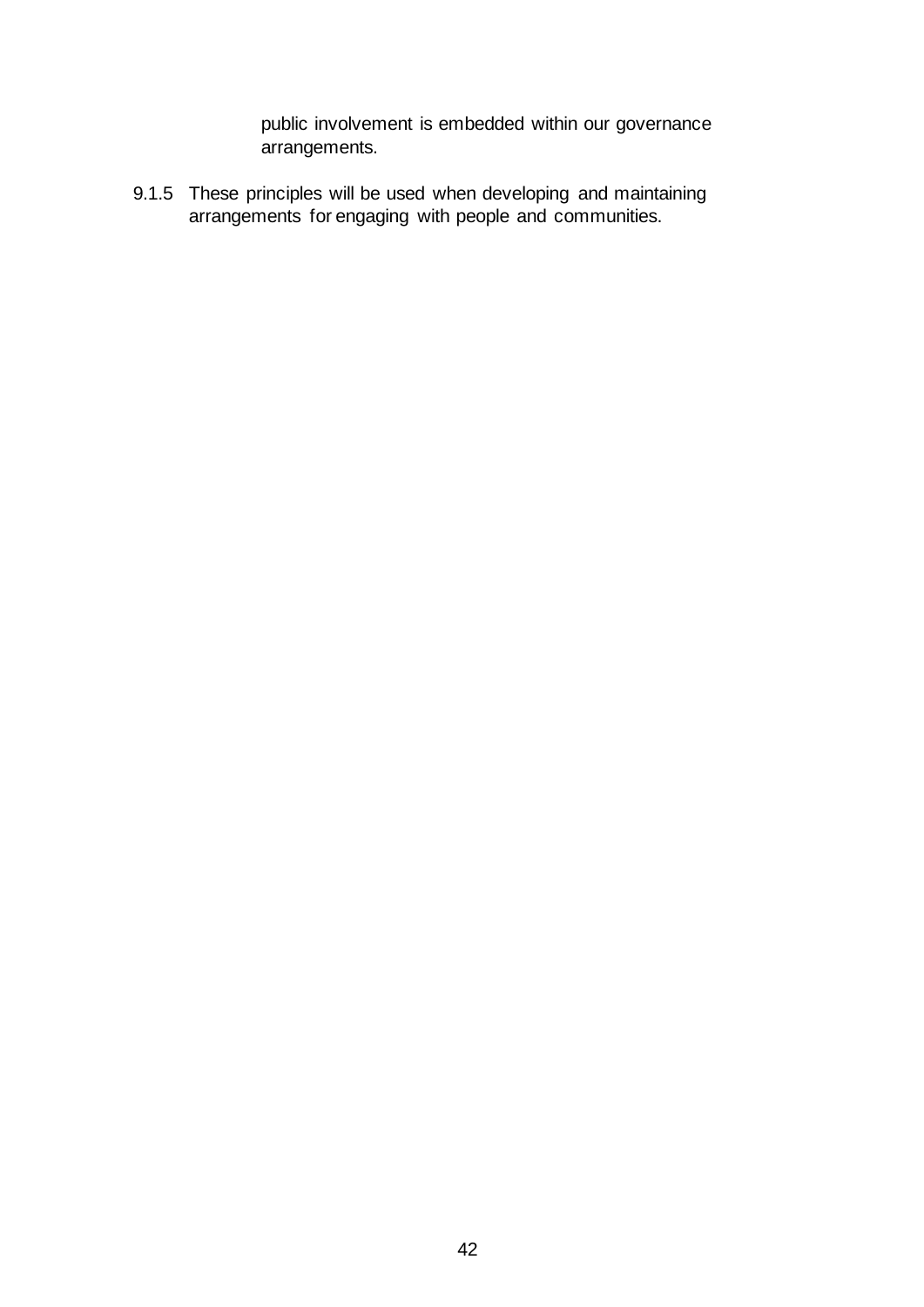public involvement is embedded within our governance arrangements.

9.1.5 These principles will be used when developing and maintaining arrangements for engaging with people and communities.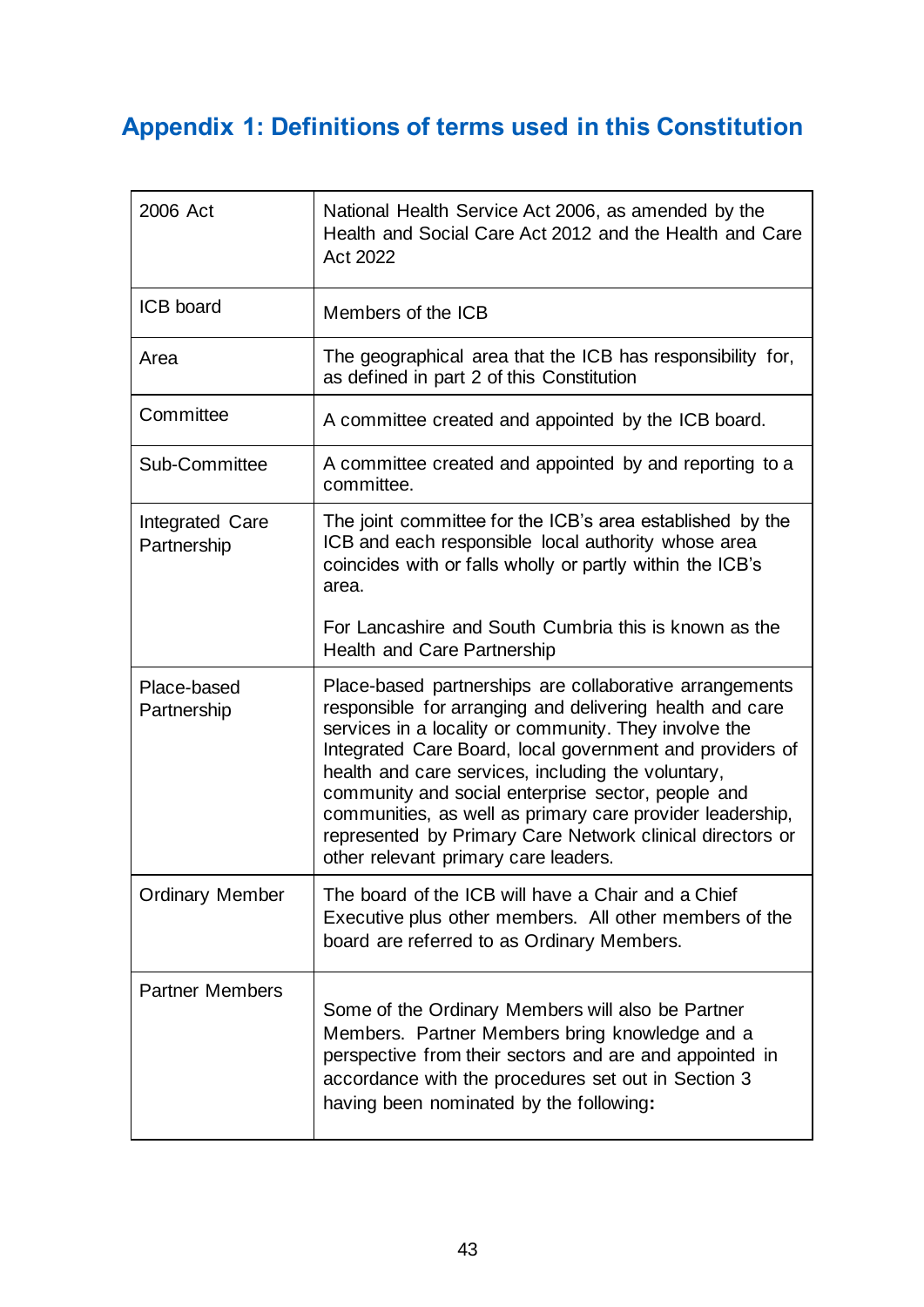## Appendix 1: Definitions of terms used in this Constitution

| | |
|---|---|
| 2006 Act | National Health Service Act 2006, as amended by the Health and Social Care Act 2012 and the Health and Care Act 2022 |
| ICB board | Members of the ICB |
| Area | The geographical area that the ICB has responsibility for, as defined in part 2 of this Constitution |
| Committee | A committee created and appointed by the ICB board. |
| Sub-Committee | A committee created and appointed by and reporting to a committee. |
| Integrated Care Partnership | The joint committee for the ICB's area established by the ICB and each responsible local authority whose area coincides with or falls wholly or partly within the ICB's area.<br><br>For Lancashire and South Cumbria this is known as the Health and Care Partnership |
| Place-based Partnership | Place-based partnerships are collaborative arrangements responsible for arranging and delivering health and care services in a locality or community. They involve the Integrated Care Board, local government and providers of health and care services, including the voluntary, community and social enterprise sector, people and communities, as well as primary care provider leadership, represented by Primary Care Network clinical directors or other relevant primary care leaders. |
| Ordinary Member | The board of the ICB will have a Chair and a Chief Executive plus other members. All other members of the board are referred to as Ordinary Members. |
| Partner Members | Some of the Ordinary Members will also be Partner Members. Partner Members bring knowledge and a perspective from their sectors and are and appointed in accordance with the procedures set out in Section 3 having been nominated by the following**:** |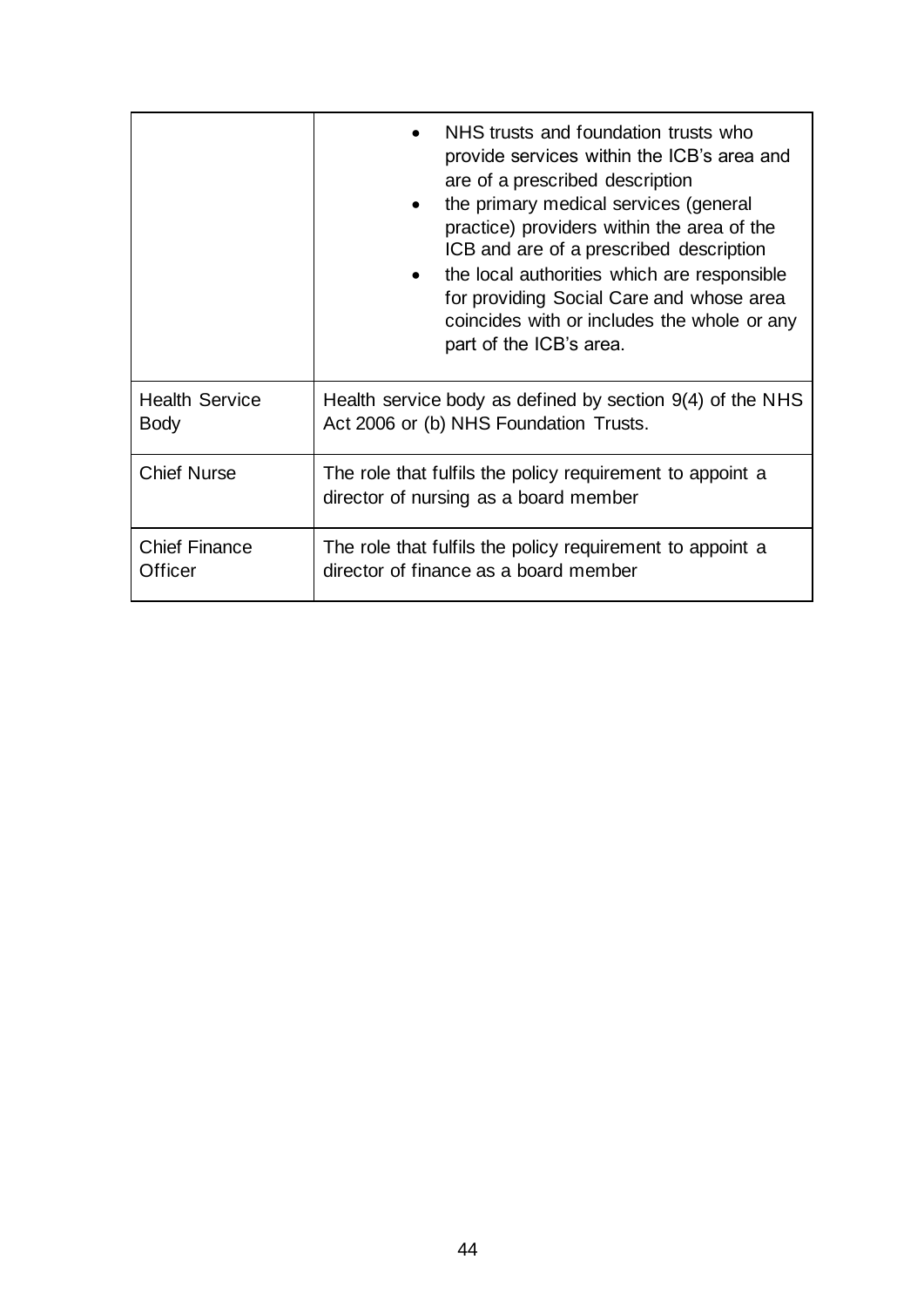| | |
|---|---|
| | • NHS trusts and foundation trusts who provide services within the ICB's area and are of a prescribed description<br>• the primary medical services (general practice) providers within the area of the ICB and are of a prescribed description<br>• the local authorities which are responsible for providing Social Care and whose area coincides with or includes the whole or any part of the ICB's area. |
| Health Service Body | Health service body as defined by section 9(4) of the NHS Act 2006 or (b) NHS Foundation Trusts. |
| Chief Nurse | The role that fulfils the policy requirement to appoint a director of nursing as a board member |
| Chief Finance Officer | The role that fulfils the policy requirement to appoint a director of finance as a board member |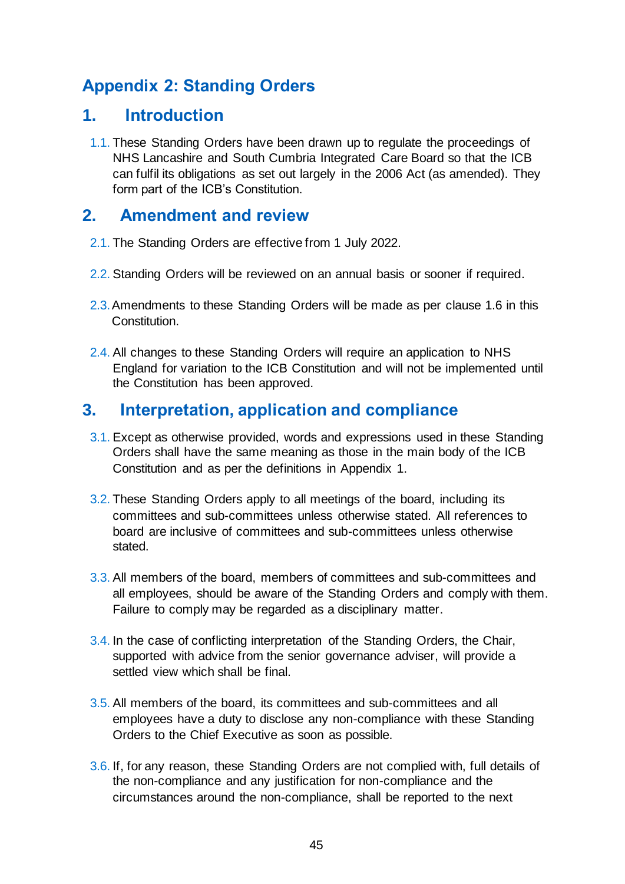# Appendix 2: Standing Orders

## 1. Introduction

1.1. These Standing Orders have been drawn up to regulate the proceedings of NHS Lancashire and South Cumbria Integrated Care Board so that the ICB can fulfil its obligations as set out largely in the 2006 Act (as amended). They form part of the ICB's Constitution.

## 2. Amendment and review

2.1. The Standing Orders are effective from 1 July 2022.

2.2. Standing Orders will be reviewed on an annual basis or sooner if required.

2.3. Amendments to these Standing Orders will be made as per clause 1.6 in this Constitution.

2.4. All changes to these Standing Orders will require an application to NHS England for variation to the ICB Constitution and will not be implemented until the Constitution has been approved.

## 3. Interpretation, application and compliance

3.1. Except as otherwise provided, words and expressions used in these Standing Orders shall have the same meaning as those in the main body of the ICB Constitution and as per the definitions in Appendix 1.

3.2. These Standing Orders apply to all meetings of the board, including its committees and sub-committees unless otherwise stated. All references to board are inclusive of committees and sub-committees unless otherwise stated.

3.3. All members of the board, members of committees and sub-committees and all employees, should be aware of the Standing Orders and comply with them. Failure to comply may be regarded as a disciplinary matter.

3.4. In the case of conflicting interpretation of the Standing Orders, the Chair, supported with advice from the senior governance adviser, will provide a settled view which shall be final.

3.5. All members of the board, its committees and sub-committees and all employees have a duty to disclose any non-compliance with these Standing Orders to the Chief Executive as soon as possible.

3.6. If, for any reason, these Standing Orders are not complied with, full details of the non-compliance and any justification for non-compliance and the circumstances around the non-compliance, shall be reported to the next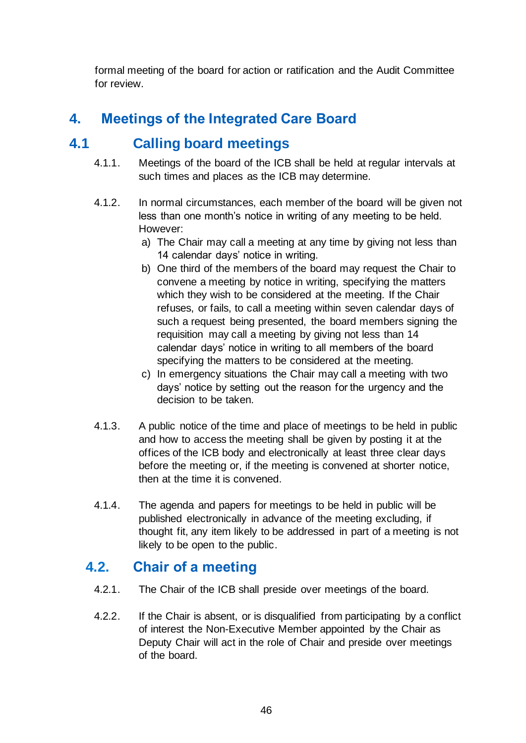formal meeting of the board for action or ratification and the Audit Committee for review.

# 4. Meetings of the Integrated Care Board

## 4.1 Calling board meetings

4.1.1. Meetings of the board of the ICB shall be held at regular intervals at such times and places as the ICB may determine.

4.1.2. In normal circumstances, each member of the board will be given not less than one month's notice in writing of any meeting to be held. However:

a) The Chair may call a meeting at any time by giving not less than 14 calendar days' notice in writing.

b) One third of the members of the board may request the Chair to convene a meeting by notice in writing, specifying the matters which they wish to be considered at the meeting. If the Chair refuses, or fails, to call a meeting within seven calendar days of such a request being presented, the board members signing the requisition may call a meeting by giving not less than 14 calendar days' notice in writing to all members of the board specifying the matters to be considered at the meeting.

c) In emergency situations the Chair may call a meeting with two days' notice by setting out the reason for the urgency and the decision to be taken.

4.1.3. A public notice of the time and place of meetings to be held in public and how to access the meeting shall be given by posting it at the offices of the ICB body and electronically at least three clear days before the meeting or, if the meeting is convened at shorter notice, then at the time it is convened.

4.1.4. The agenda and papers for meetings to be held in public will be published electronically in advance of the meeting excluding, if thought fit, any item likely to be addressed in part of a meeting is not likely to be open to the public.

## 4.2. Chair of a meeting

4.2.1. The Chair of the ICB shall preside over meetings of the board.

4.2.2. If the Chair is absent, or is disqualified from participating by a conflict of interest the Non-Executive Member appointed by the Chair as Deputy Chair will act in the role of Chair and preside over meetings of the board.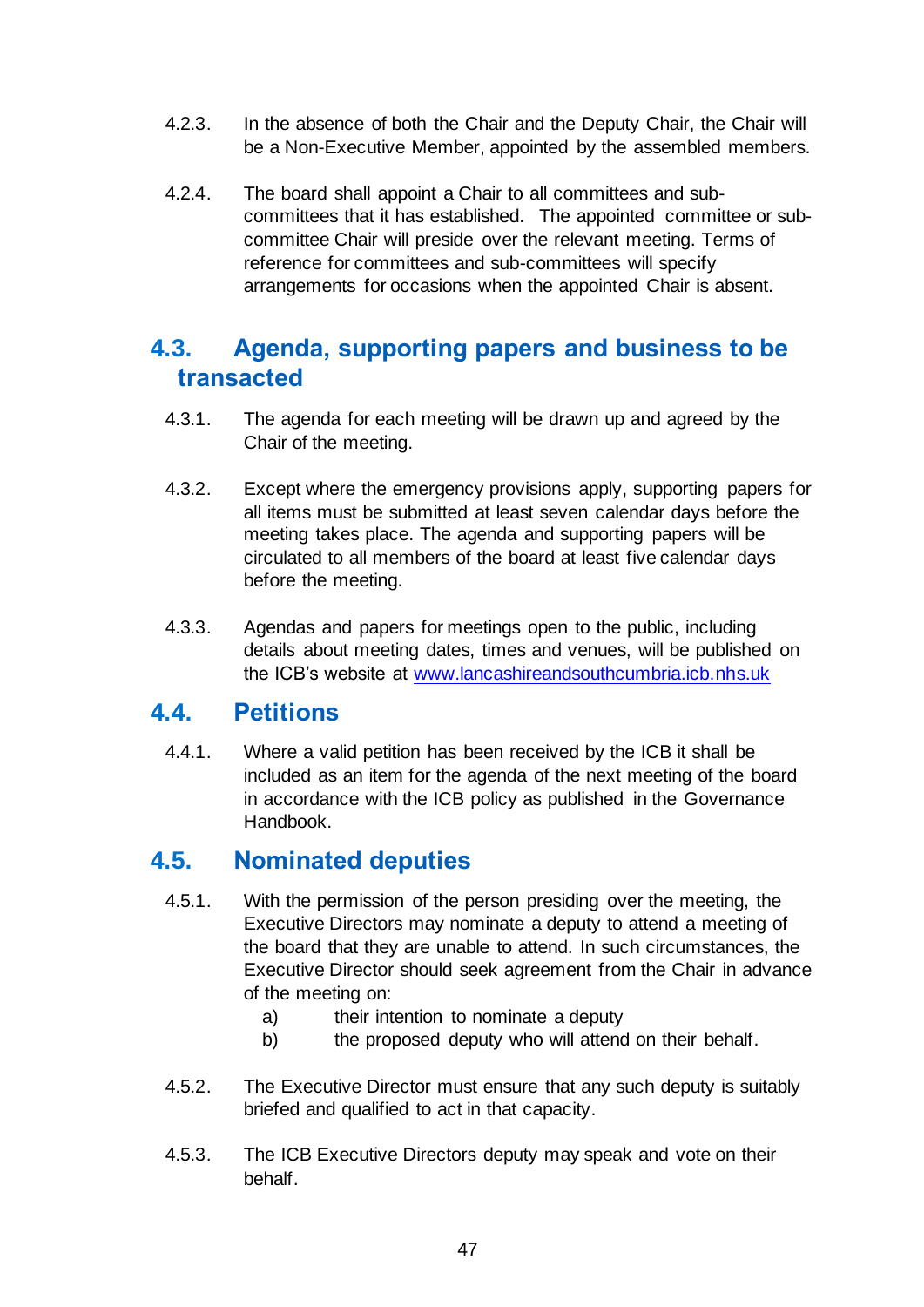4.2.3. In the absence of both the Chair and the Deputy Chair, the Chair will be a Non-Executive Member, appointed by the assembled members.

4.2.4. The board shall appoint a Chair to all committees and sub-committees that it has established. The appointed committee or sub-committee Chair will preside over the relevant meeting. Terms of reference for committees and sub-committees will specify arrangements for occasions when the appointed Chair is absent.

## 4.3. Agenda, supporting papers and business to be transacted

4.3.1. The agenda for each meeting will be drawn up and agreed by the Chair of the meeting.

4.3.2. Except where the emergency provisions apply, supporting papers for all items must be submitted at least seven calendar days before the meeting takes place. The agenda and supporting papers will be circulated to all members of the board at least five calendar days before the meeting.

4.3.3. Agendas and papers for meetings open to the public, including details about meeting dates, times and venues, will be published on the ICB's website at [www.lancashireandsouthcumbria.icb.nhs.uk](http://www.lancashireandsouthcumbria.icb.nhs.uk)

## 4.4. Petitions

4.4.1. Where a valid petition has been received by the ICB it shall be included as an item for the agenda of the next meeting of the board in accordance with the ICB policy as published in the Governance Handbook.

## 4.5. Nominated deputies

4.5.1. With the permission of the person presiding over the meeting, the Executive Directors may nominate a deputy to attend a meeting of the board that they are unable to attend. In such circumstances, the Executive Director should seek agreement from the Chair in advance of the meeting on:

a) their intention to nominate a deputy
b) the proposed deputy who will attend on their behalf.

4.5.2. The Executive Director must ensure that any such deputy is suitably briefed and qualified to act in that capacity.

4.5.3. The ICB Executive Directors deputy may speak and vote on their behalf.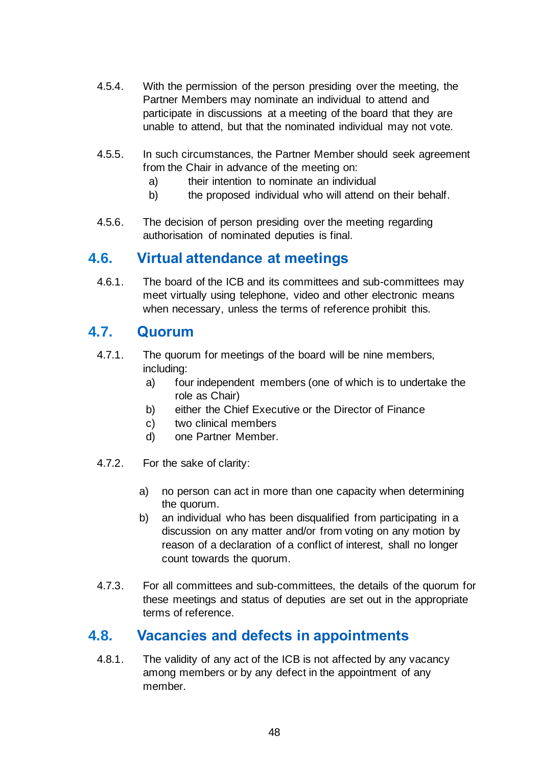4.5.4. With the permission of the person presiding over the meeting, the Partner Members may nominate an individual to attend and participate in discussions at a meeting of the board that they are unable to attend, but that the nominated individual may not vote.

4.5.5. In such circumstances, the Partner Member should seek agreement from the Chair in advance of the meeting on:

a) their intention to nominate an individual
b) the proposed individual who will attend on their behalf.

4.5.6. The decision of person presiding over the meeting regarding authorisation of nominated deputies is final.

## 4.6. Virtual attendance at meetings

4.6.1. The board of the ICB and its committees and sub-committees may meet virtually using telephone, video and other electronic means when necessary, unless the terms of reference prohibit this.

## 4.7. Quorum

4.7.1. The quorum for meetings of the board will be nine members, including:

a) four independent members (one of which is to undertake the role as Chair)
b) either the Chief Executive or the Director of Finance
c) two clinical members
d) one Partner Member.

4.7.2. For the sake of clarity:

a) no person can act in more than one capacity when determining the quorum.
b) an individual who has been disqualified from participating in a discussion on any matter and/or from voting on any motion by reason of a declaration of a conflict of interest, shall no longer count towards the quorum.

4.7.3. For all committees and sub-committees, the details of the quorum for these meetings and status of deputies are set out in the appropriate terms of reference.

## 4.8. Vacancies and defects in appointments

4.8.1. The validity of any act of the ICB is not affected by any vacancy among members or by any defect in the appointment of any member.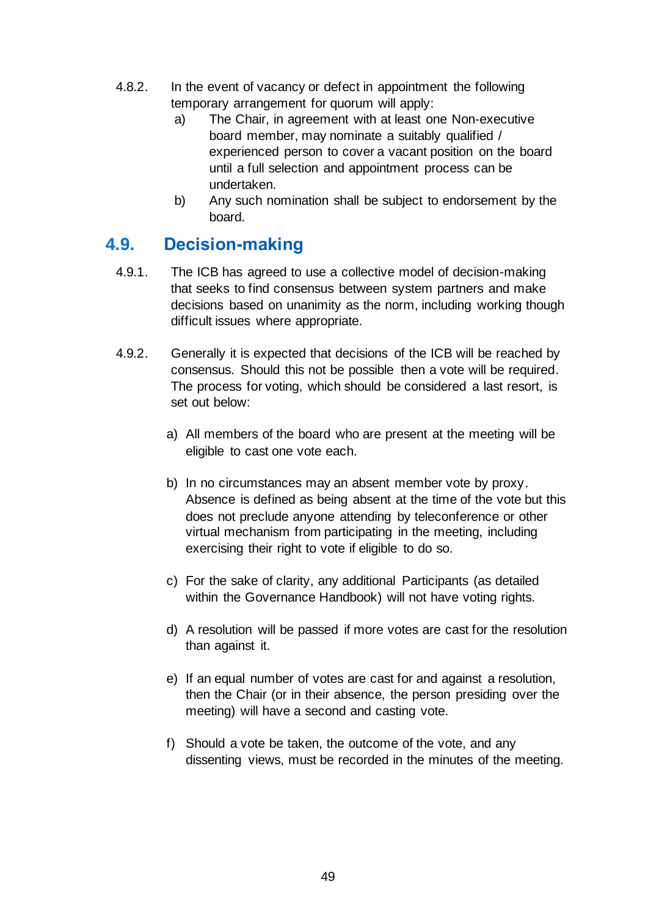4.8.2. In the event of vacancy or defect in appointment the following temporary arrangement for quorum will apply:

a) The Chair, in agreement with at least one Non-executive board member, may nominate a suitably qualified / experienced person to cover a vacant position on the board until a full selection and appointment process can be undertaken.

b) Any such nomination shall be subject to endorsement by the board.

## 4.9. Decision-making

4.9.1. The ICB has agreed to use a collective model of decision-making that seeks to find consensus between system partners and make decisions based on unanimity as the norm, including working though difficult issues where appropriate.

4.9.2. Generally it is expected that decisions of the ICB will be reached by consensus. Should this not be possible then a vote will be required. The process for voting, which should be considered a last resort, is set out below:

a) All members of the board who are present at the meeting will be eligible to cast one vote each.

b) In no circumstances may an absent member vote by proxy. Absence is defined as being absent at the time of the vote but this does not preclude anyone attending by teleconference or other virtual mechanism from participating in the meeting, including exercising their right to vote if eligible to do so.

c) For the sake of clarity, any additional Participants (as detailed within the Governance Handbook) will not have voting rights.

d) A resolution will be passed if more votes are cast for the resolution than against it.

e) If an equal number of votes are cast for and against a resolution, then the Chair (or in their absence, the person presiding over the meeting) will have a second and casting vote.

f) Should a vote be taken, the outcome of the vote, and any dissenting views, must be recorded in the minutes of the meeting.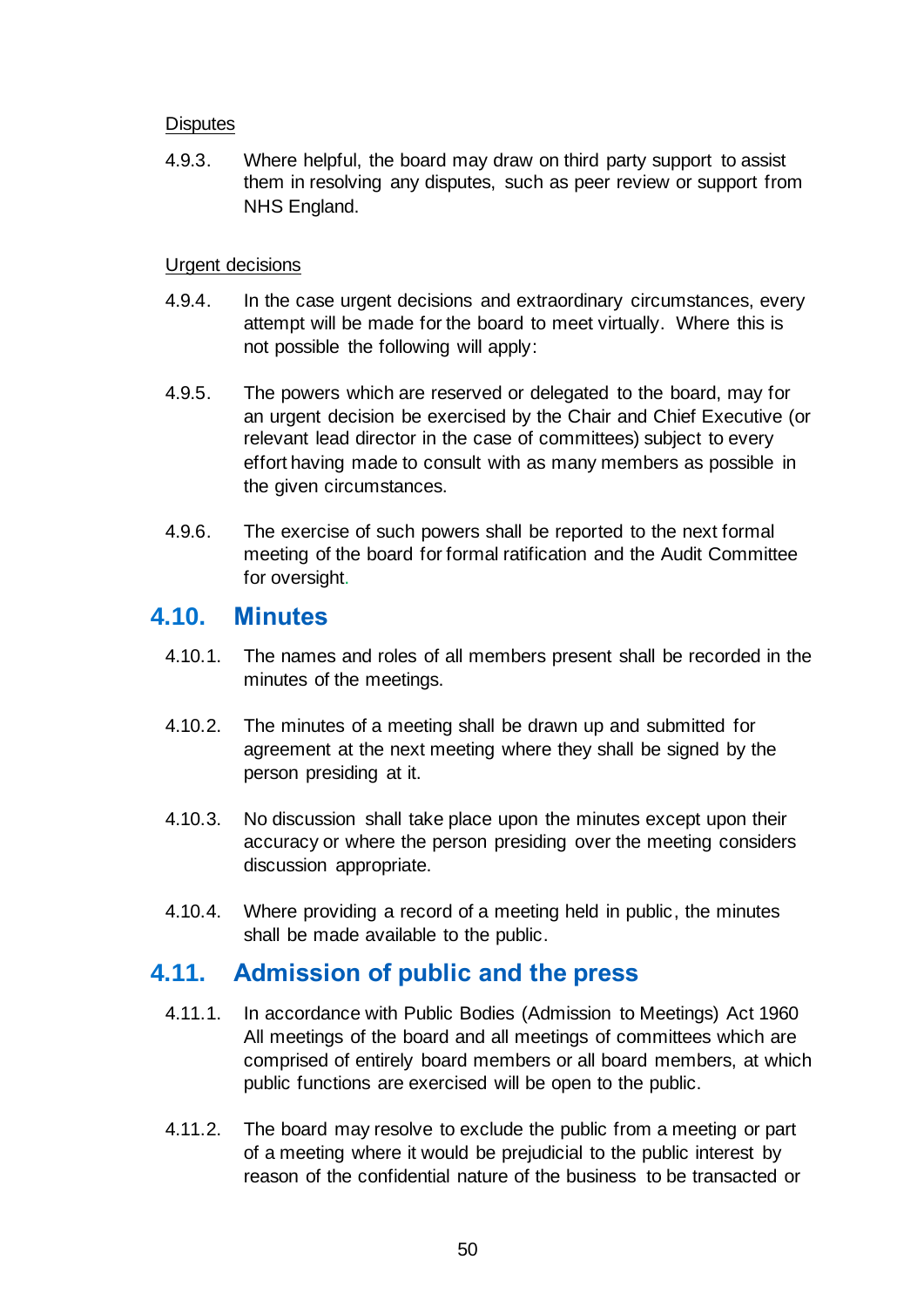Disputes

4.9.3. Where helpful, the board may draw on third party support to assist them in resolving any disputes, such as peer review or support from NHS England.

Urgent decisions

4.9.4. In the case urgent decisions and extraordinary circumstances, every attempt will be made for the board to meet virtually. Where this is not possible the following will apply:

4.9.5. The powers which are reserved or delegated to the board, may for an urgent decision be exercised by the Chair and Chief Executive (or relevant lead director in the case of committees) subject to every effort having made to consult with as many members as possible in the given circumstances.

4.9.6. The exercise of such powers shall be reported to the next formal meeting of the board for formal ratification and the Audit Committee for oversight.

## 4.10. Minutes

4.10.1. The names and roles of all members present shall be recorded in the minutes of the meetings.

4.10.2. The minutes of a meeting shall be drawn up and submitted for agreement at the next meeting where they shall be signed by the person presiding at it.

4.10.3. No discussion shall take place upon the minutes except upon their accuracy or where the person presiding over the meeting considers discussion appropriate.

4.10.4. Where providing a record of a meeting held in public, the minutes shall be made available to the public.

## 4.11. Admission of public and the press

4.11.1. In accordance with Public Bodies (Admission to Meetings) Act 1960 All meetings of the board and all meetings of committees which are comprised of entirely board members or all board members, at which public functions are exercised will be open to the public.

4.11.2. The board may resolve to exclude the public from a meeting or part of a meeting where it would be prejudicial to the public interest by reason of the confidential nature of the business to be transacted or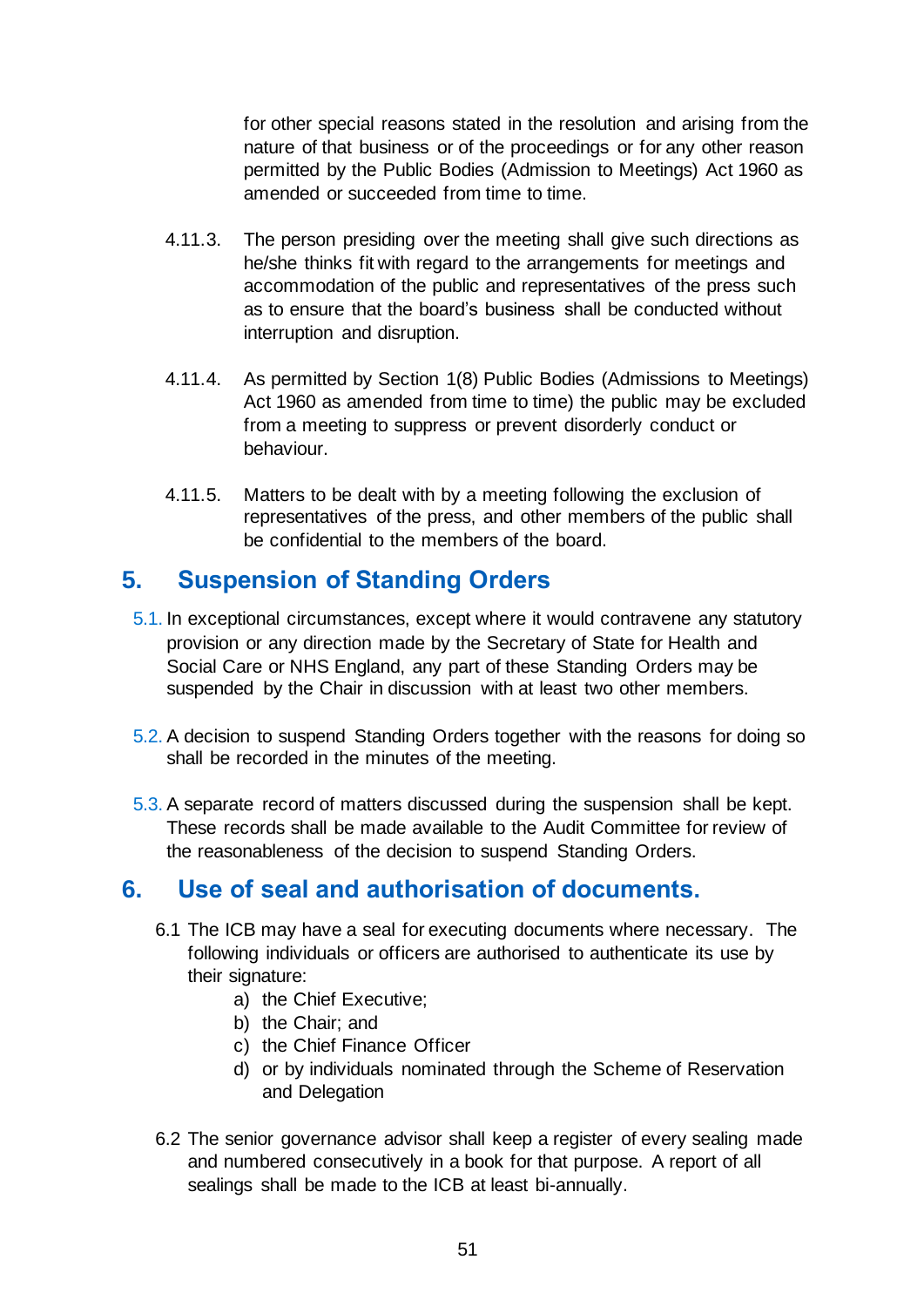for other special reasons stated in the resolution and arising from the nature of that business or of the proceedings or for any other reason permitted by the Public Bodies (Admission to Meetings) Act 1960 as amended or succeeded from time to time.

4.11.3. The person presiding over the meeting shall give such directions as he/she thinks fit with regard to the arrangements for meetings and accommodation of the public and representatives of the press such as to ensure that the board's business shall be conducted without interruption and disruption.

4.11.4. As permitted by Section 1(8) Public Bodies (Admissions to Meetings) Act 1960 as amended from time to time) the public may be excluded from a meeting to suppress or prevent disorderly conduct or behaviour.

4.11.5. Matters to be dealt with by a meeting following the exclusion of representatives of the press, and other members of the public shall be confidential to the members of the board.

## 5. Suspension of Standing Orders

5.1. In exceptional circumstances, except where it would contravene any statutory provision or any direction made by the Secretary of State for Health and Social Care or NHS England, any part of these Standing Orders may be suspended by the Chair in discussion with at least two other members.

5.2. A decision to suspend Standing Orders together with the reasons for doing so shall be recorded in the minutes of the meeting.

5.3. A separate record of matters discussed during the suspension shall be kept. These records shall be made available to the Audit Committee for review of the reasonableness of the decision to suspend Standing Orders.

## 6. Use of seal and authorisation of documents.

6.1 The ICB may have a seal for executing documents where necessary. The following individuals or officers are authorised to authenticate its use by their signature:

a) the Chief Executive;
b) the Chair; and
c) the Chief Finance Officer
d) or by individuals nominated through the Scheme of Reservation and Delegation

6.2 The senior governance advisor shall keep a register of every sealing made and numbered consecutively in a book for that purpose. A report of all sealings shall be made to the ICB at least bi-annually.